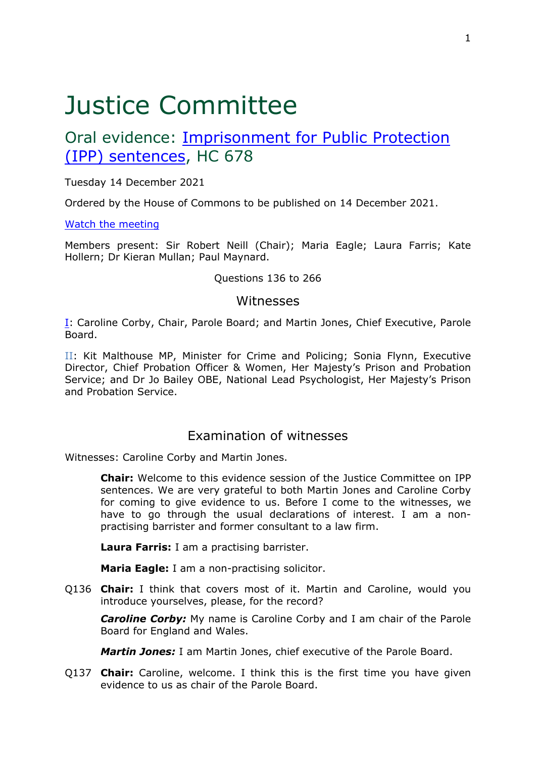# Justice Committee

## Oral evidence: [Imprisonment for Public Protection (IPP) sentences](), HC 678

Tuesday 14 December 2021

Ordered by the House of Commons to be published on 14 December 2021.

[Watch the meeting]()

Members present: Sir Robert Neill (Chair); Maria Eagle; Laura Farris; Kate Hollern; Dr Kieran Mullan; Paul Maynard.

Questions 136 to 266

### Witnesses

[I](): Caroline Corby, Chair, Parole Board; and Martin Jones, Chief Executive, Parole Board.

II: Kit Malthouse MP, Minister for Crime and Policing; Sonia Flynn, Executive Director, Chief Probation Officer & Women, Her Majesty's Prison and Probation Service; and Dr Jo Bailey OBE, National Lead Psychologist, Her Majesty's Prison and Probation Service.

### Examination of witnesses

Witnesses: Caroline Corby and Martin Jones.

**Chair:** Welcome to this evidence session of the Justice Committee on IPP sentences. We are very grateful to both Martin Jones and Caroline Corby for coming to give evidence to us. Before I come to the witnesses, we have to go through the usual declarations of interest. I am a non-practising barrister and former consultant to a law firm.

**Laura Farris:** I am a practising barrister.

**Maria Eagle:** I am a non-practising solicitor.

Q136 **Chair:** I think that covers most of it. Martin and Caroline, would you introduce yourselves, please, for the record?

***Caroline Corby:*** My name is Caroline Corby and I am chair of the Parole Board for England and Wales.

***Martin Jones:*** I am Martin Jones, chief executive of the Parole Board.

Q137 **Chair:** Caroline, welcome. I think this is the first time you have given evidence to us as chair of the Parole Board.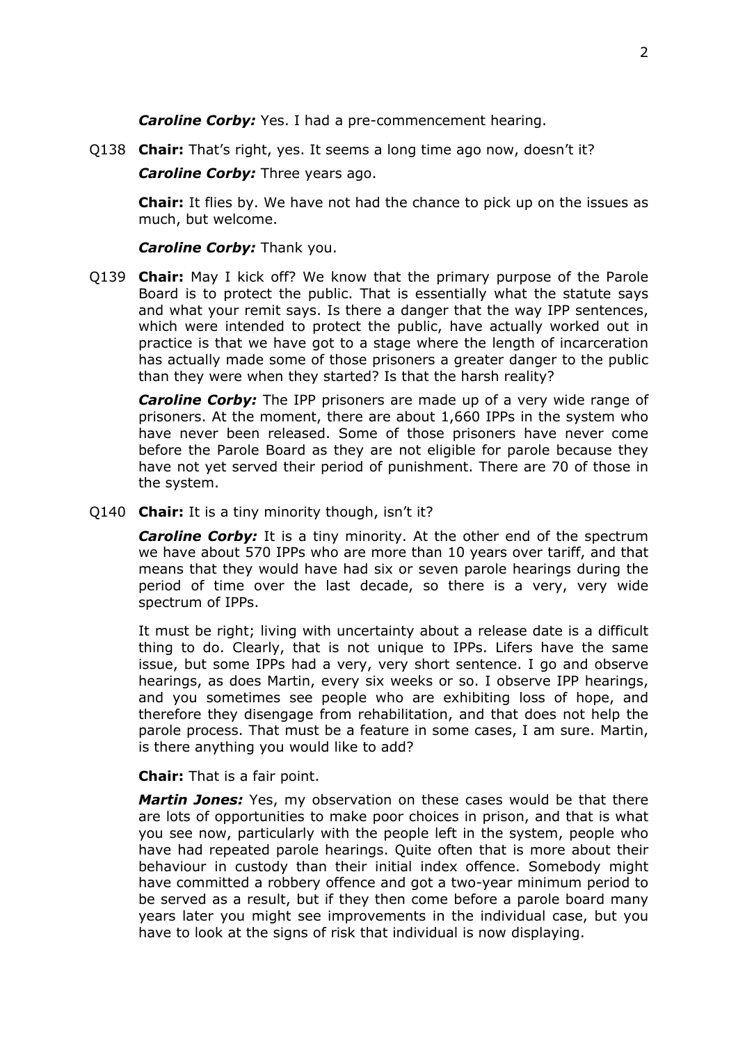***Caroline Corby:*** Yes. I had a pre-commencement hearing.

Q138 **Chair:** That's right, yes. It seems a long time ago now, doesn't it?

***Caroline Corby:*** Three years ago.

**Chair:** It flies by. We have not had the chance to pick up on the issues as much, but welcome.

***Caroline Corby:*** Thank you.

Q139 **Chair:** May I kick off? We know that the primary purpose of the Parole Board is to protect the public. That is essentially what the statute says and what your remit says. Is there a danger that the way IPP sentences, which were intended to protect the public, have actually worked out in practice is that we have got to a stage where the length of incarceration has actually made some of those prisoners a greater danger to the public than they were when they started? Is that the harsh reality?

***Caroline Corby:*** The IPP prisoners are made up of a very wide range of prisoners. At the moment, there are about 1,660 IPPs in the system who have never been released. Some of those prisoners have never come before the Parole Board as they are not eligible for parole because they have not yet served their period of punishment. There are 70 of those in the system.

Q140 **Chair:** It is a tiny minority though, isn't it?

***Caroline Corby:*** It is a tiny minority. At the other end of the spectrum we have about 570 IPPs who are more than 10 years over tariff, and that means that they would have had six or seven parole hearings during the period of time over the last decade, so there is a very, very wide spectrum of IPPs.

It must be right; living with uncertainty about a release date is a difficult thing to do. Clearly, that is not unique to IPPs. Lifers have the same issue, but some IPPs had a very, very short sentence. I go and observe hearings, as does Martin, every six weeks or so. I observe IPP hearings, and you sometimes see people who are exhibiting loss of hope, and therefore they disengage from rehabilitation, and that does not help the parole process. That must be a feature in some cases, I am sure. Martin, is there anything you would like to add?

**Chair:** That is a fair point.

***Martin Jones:*** Yes, my observation on these cases would be that there are lots of opportunities to make poor choices in prison, and that is what you see now, particularly with the people left in the system, people who have had repeated parole hearings. Quite often that is more about their behaviour in custody than their initial index offence. Somebody might have committed a robbery offence and got a two-year minimum period to be served as a result, but if they then come before a parole board many years later you might see improvements in the individual case, but you have to look at the signs of risk that individual is now displaying.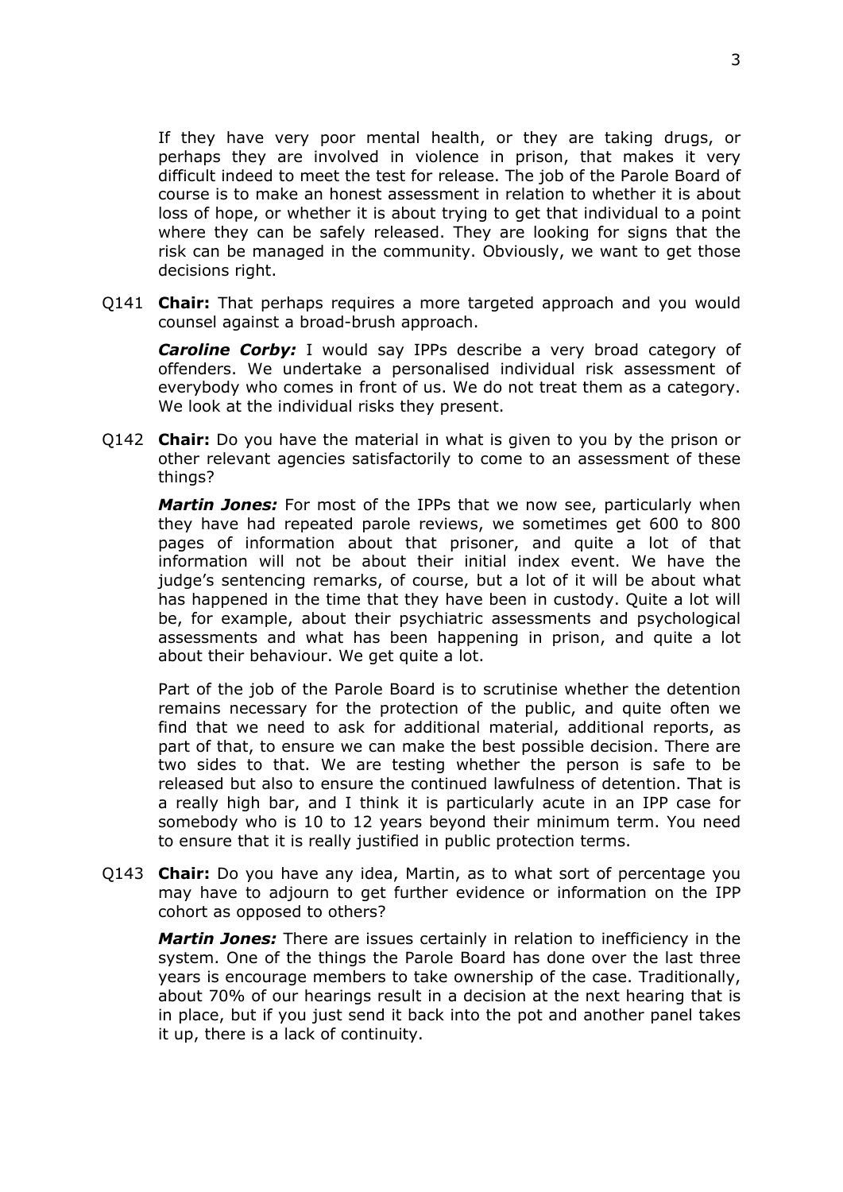If they have very poor mental health, or they are taking drugs, or perhaps they are involved in violence in prison, that makes it very difficult indeed to meet the test for release. The job of the Parole Board of course is to make an honest assessment in relation to whether it is about loss of hope, or whether it is about trying to get that individual to a point where they can be safely released. They are looking for signs that the risk can be managed in the community. Obviously, we want to get those decisions right.

Q141 **Chair:** That perhaps requires a more targeted approach and you would counsel against a broad-brush approach.

***Caroline Corby:*** I would say IPPs describe a very broad category of offenders. We undertake a personalised individual risk assessment of everybody who comes in front of us. We do not treat them as a category. We look at the individual risks they present.

Q142 **Chair:** Do you have the material in what is given to you by the prison or other relevant agencies satisfactorily to come to an assessment of these things?

***Martin Jones:*** For most of the IPPs that we now see, particularly when they have had repeated parole reviews, we sometimes get 600 to 800 pages of information about that prisoner, and quite a lot of that information will not be about their initial index event. We have the judge's sentencing remarks, of course, but a lot of it will be about what has happened in the time that they have been in custody. Quite a lot will be, for example, about their psychiatric assessments and psychological assessments and what has been happening in prison, and quite a lot about their behaviour. We get quite a lot.

Part of the job of the Parole Board is to scrutinise whether the detention remains necessary for the protection of the public, and quite often we find that we need to ask for additional material, additional reports, as part of that, to ensure we can make the best possible decision. There are two sides to that. We are testing whether the person is safe to be released but also to ensure the continued lawfulness of detention. That is a really high bar, and I think it is particularly acute in an IPP case for somebody who is 10 to 12 years beyond their minimum term. You need to ensure that it is really justified in public protection terms.

Q143 **Chair:** Do you have any idea, Martin, as to what sort of percentage you may have to adjourn to get further evidence or information on the IPP cohort as opposed to others?

***Martin Jones:*** There are issues certainly in relation to inefficiency in the system. One of the things the Parole Board has done over the last three years is encourage members to take ownership of the case. Traditionally, about 70% of our hearings result in a decision at the next hearing that is in place, but if you just send it back into the pot and another panel takes it up, there is a lack of continuity.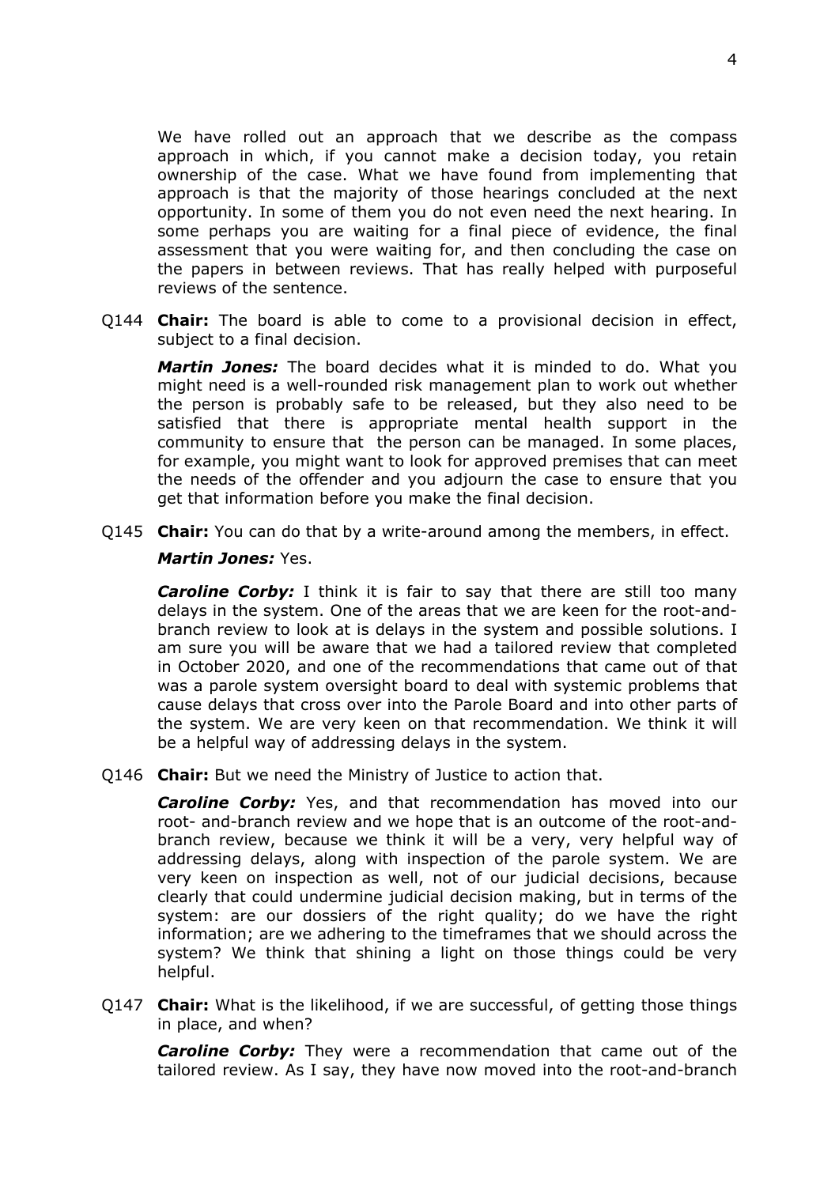We have rolled out an approach that we describe as the compass approach in which, if you cannot make a decision today, you retain ownership of the case. What we have found from implementing that approach is that the majority of those hearings concluded at the next opportunity. In some of them you do not even need the next hearing. In some perhaps you are waiting for a final piece of evidence, the final assessment that you were waiting for, and then concluding the case on the papers in between reviews. That has really helped with purposeful reviews of the sentence.

Q144 **Chair:** The board is able to come to a provisional decision in effect, subject to a final decision.

***Martin Jones:*** The board decides what it is minded to do. What you might need is a well-rounded risk management plan to work out whether the person is probably safe to be released, but they also need to be satisfied that there is appropriate mental health support in the community to ensure that the person can be managed. In some places, for example, you might want to look for approved premises that can meet the needs of the offender and you adjourn the case to ensure that you get that information before you make the final decision.

Q145 **Chair:** You can do that by a write-around among the members, in effect.

***Martin Jones:*** Yes.

***Caroline Corby:*** I think it is fair to say that there are still too many delays in the system. One of the areas that we are keen for the root-and-branch review to look at is delays in the system and possible solutions. I am sure you will be aware that we had a tailored review that completed in October 2020, and one of the recommendations that came out of that was a parole system oversight board to deal with systemic problems that cause delays that cross over into the Parole Board and into other parts of the system. We are very keen on that recommendation. We think it will be a helpful way of addressing delays in the system.

Q146 **Chair:** But we need the Ministry of Justice to action that.

***Caroline Corby:*** Yes, and that recommendation has moved into our root- and-branch review and we hope that is an outcome of the root-and-branch review, because we think it will be a very, very helpful way of addressing delays, along with inspection of the parole system. We are very keen on inspection as well, not of our judicial decisions, because clearly that could undermine judicial decision making, but in terms of the system: are our dossiers of the right quality; do we have the right information; are we adhering to the timeframes that we should across the system? We think that shining a light on those things could be very helpful.

Q147 **Chair:** What is the likelihood, if we are successful, of getting those things in place, and when?

***Caroline Corby:*** They were a recommendation that came out of the tailored review. As I say, they have now moved into the root-and-branch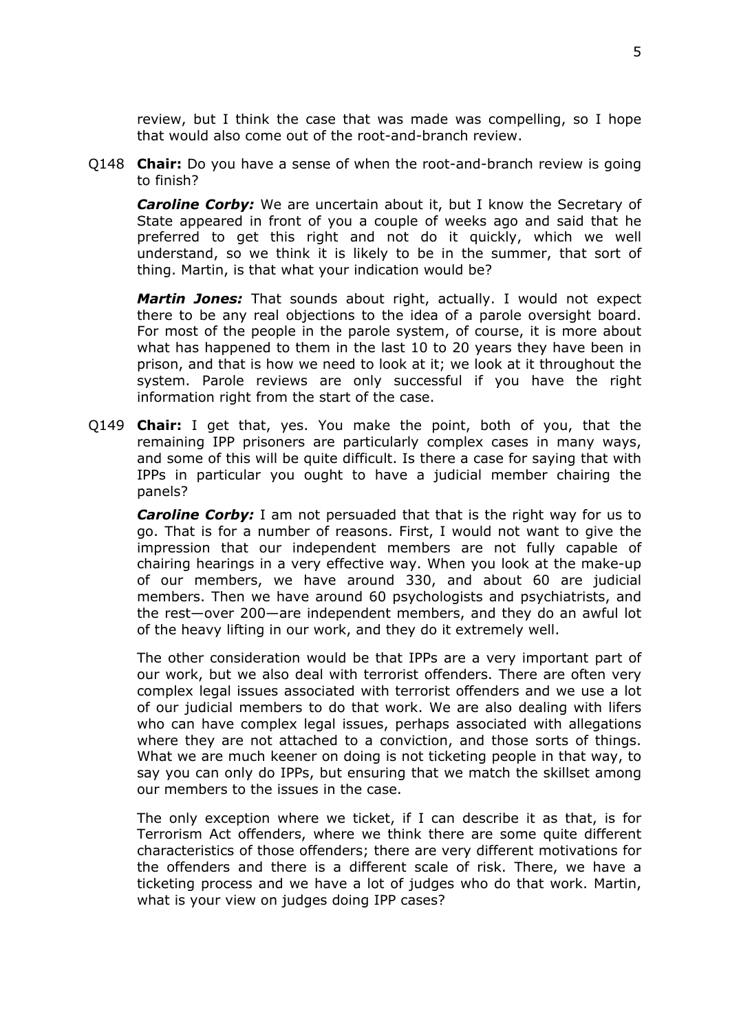review, but I think the case that was made was compelling, so I hope that would also come out of the root-and-branch review.

Q148 **Chair:** Do you have a sense of when the root-and-branch review is going to finish?

***Caroline Corby:*** We are uncertain about it, but I know the Secretary of State appeared in front of you a couple of weeks ago and said that he preferred to get this right and not do it quickly, which we well understand, so we think it is likely to be in the summer, that sort of thing. Martin, is that what your indication would be?

***Martin Jones:*** That sounds about right, actually. I would not expect there to be any real objections to the idea of a parole oversight board. For most of the people in the parole system, of course, it is more about what has happened to them in the last 10 to 20 years they have been in prison, and that is how we need to look at it; we look at it throughout the system. Parole reviews are only successful if you have the right information right from the start of the case.

Q149 **Chair:** I get that, yes. You make the point, both of you, that the remaining IPP prisoners are particularly complex cases in many ways, and some of this will be quite difficult. Is there a case for saying that with IPPs in particular you ought to have a judicial member chairing the panels?

***Caroline Corby:*** I am not persuaded that that is the right way for us to go. That is for a number of reasons. First, I would not want to give the impression that our independent members are not fully capable of chairing hearings in a very effective way. When you look at the make-up of our members, we have around 330, and about 60 are judicial members. Then we have around 60 psychologists and psychiatrists, and the rest—over 200—are independent members, and they do an awful lot of the heavy lifting in our work, and they do it extremely well.

The other consideration would be that IPPs are a very important part of our work, but we also deal with terrorist offenders. There are often very complex legal issues associated with terrorist offenders and we use a lot of our judicial members to do that work. We are also dealing with lifers who can have complex legal issues, perhaps associated with allegations where they are not attached to a conviction, and those sorts of things. What we are much keener on doing is not ticketing people in that way, to say you can only do IPPs, but ensuring that we match the skillset among our members to the issues in the case.

The only exception where we ticket, if I can describe it as that, is for Terrorism Act offenders, where we think there are some quite different characteristics of those offenders; there are very different motivations for the offenders and there is a different scale of risk. There, we have a ticketing process and we have a lot of judges who do that work. Martin, what is your view on judges doing IPP cases?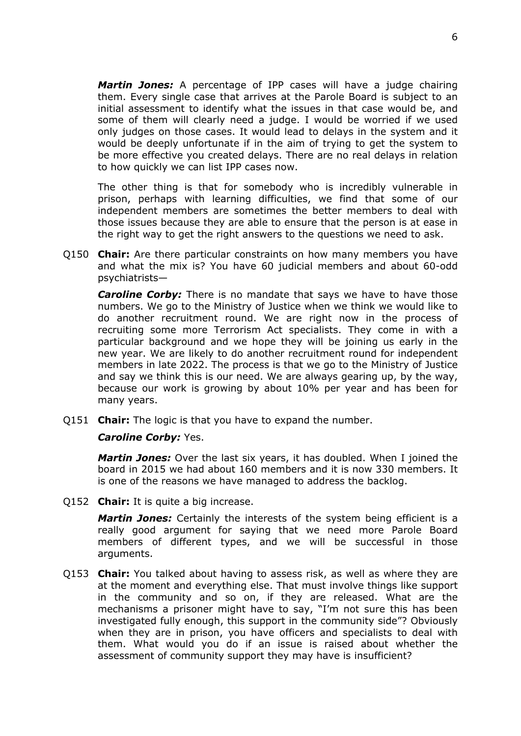***Martin Jones:*** A percentage of IPP cases will have a judge chairing them. Every single case that arrives at the Parole Board is subject to an initial assessment to identify what the issues in that case would be, and some of them will clearly need a judge. I would be worried if we used only judges on those cases. It would lead to delays in the system and it would be deeply unfortunate if in the aim of trying to get the system to be more effective you created delays. There are no real delays in relation to how quickly we can list IPP cases now.

The other thing is that for somebody who is incredibly vulnerable in prison, perhaps with learning difficulties, we find that some of our independent members are sometimes the better members to deal with those issues because they are able to ensure that the person is at ease in the right way to get the right answers to the questions we need to ask.

Q150 **Chair:** Are there particular constraints on how many members you have and what the mix is? You have 60 judicial members and about 60-odd psychiatrists—

***Caroline Corby:*** There is no mandate that says we have to have those numbers. We go to the Ministry of Justice when we think we would like to do another recruitment round. We are right now in the process of recruiting some more Terrorism Act specialists. They come in with a particular background and we hope they will be joining us early in the new year. We are likely to do another recruitment round for independent members in late 2022. The process is that we go to the Ministry of Justice and say we think this is our need. We are always gearing up, by the way, because our work is growing by about 10% per year and has been for many years.

Q151 **Chair:** The logic is that you have to expand the number.

***Caroline Corby:*** Yes.

***Martin Jones:*** Over the last six years, it has doubled. When I joined the board in 2015 we had about 160 members and it is now 330 members. It is one of the reasons we have managed to address the backlog.

Q152 **Chair:** It is quite a big increase.

***Martin Jones:*** Certainly the interests of the system being efficient is a really good argument for saying that we need more Parole Board members of different types, and we will be successful in those arguments.

Q153 **Chair:** You talked about having to assess risk, as well as where they are at the moment and everything else. That must involve things like support in the community and so on, if they are released. What are the mechanisms a prisoner might have to say, "I'm not sure this has been investigated fully enough, this support in the community side"? Obviously when they are in prison, you have officers and specialists to deal with them. What would you do if an issue is raised about whether the assessment of community support they may have is insufficient?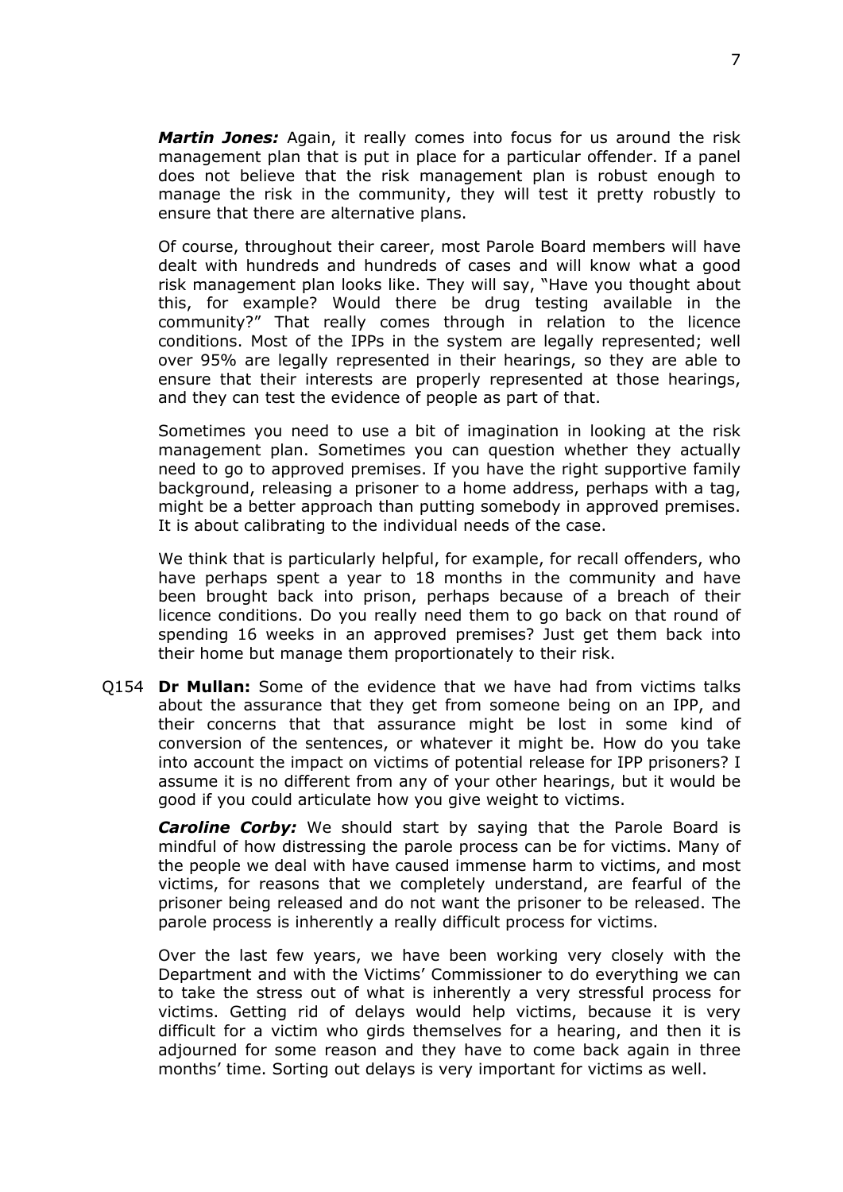***Martin Jones:*** Again, it really comes into focus for us around the risk management plan that is put in place for a particular offender. If a panel does not believe that the risk management plan is robust enough to manage the risk in the community, they will test it pretty robustly to ensure that there are alternative plans.

Of course, throughout their career, most Parole Board members will have dealt with hundreds and hundreds of cases and will know what a good risk management plan looks like. They will say, "Have you thought about this, for example? Would there be drug testing available in the community?" That really comes through in relation to the licence conditions. Most of the IPPs in the system are legally represented; well over 95% are legally represented in their hearings, so they are able to ensure that their interests are properly represented at those hearings, and they can test the evidence of people as part of that.

Sometimes you need to use a bit of imagination in looking at the risk management plan. Sometimes you can question whether they actually need to go to approved premises. If you have the right supportive family background, releasing a prisoner to a home address, perhaps with a tag, might be a better approach than putting somebody in approved premises. It is about calibrating to the individual needs of the case.

We think that is particularly helpful, for example, for recall offenders, who have perhaps spent a year to 18 months in the community and have been brought back into prison, perhaps because of a breach of their licence conditions. Do you really need them to go back on that round of spending 16 weeks in an approved premises? Just get them back into their home but manage them proportionately to their risk.

Q154 **Dr Mullan:** Some of the evidence that we have had from victims talks about the assurance that they get from someone being on an IPP, and their concerns that that assurance might be lost in some kind of conversion of the sentences, or whatever it might be. How do you take into account the impact on victims of potential release for IPP prisoners? I assume it is no different from any of your other hearings, but it would be good if you could articulate how you give weight to victims.

***Caroline Corby:*** We should start by saying that the Parole Board is mindful of how distressing the parole process can be for victims. Many of the people we deal with have caused immense harm to victims, and most victims, for reasons that we completely understand, are fearful of the prisoner being released and do not want the prisoner to be released. The parole process is inherently a really difficult process for victims.

Over the last few years, we have been working very closely with the Department and with the Victims' Commissioner to do everything we can to take the stress out of what is inherently a very stressful process for victims. Getting rid of delays would help victims, because it is very difficult for a victim who girds themselves for a hearing, and then it is adjourned for some reason and they have to come back again in three months' time. Sorting out delays is very important for victims as well.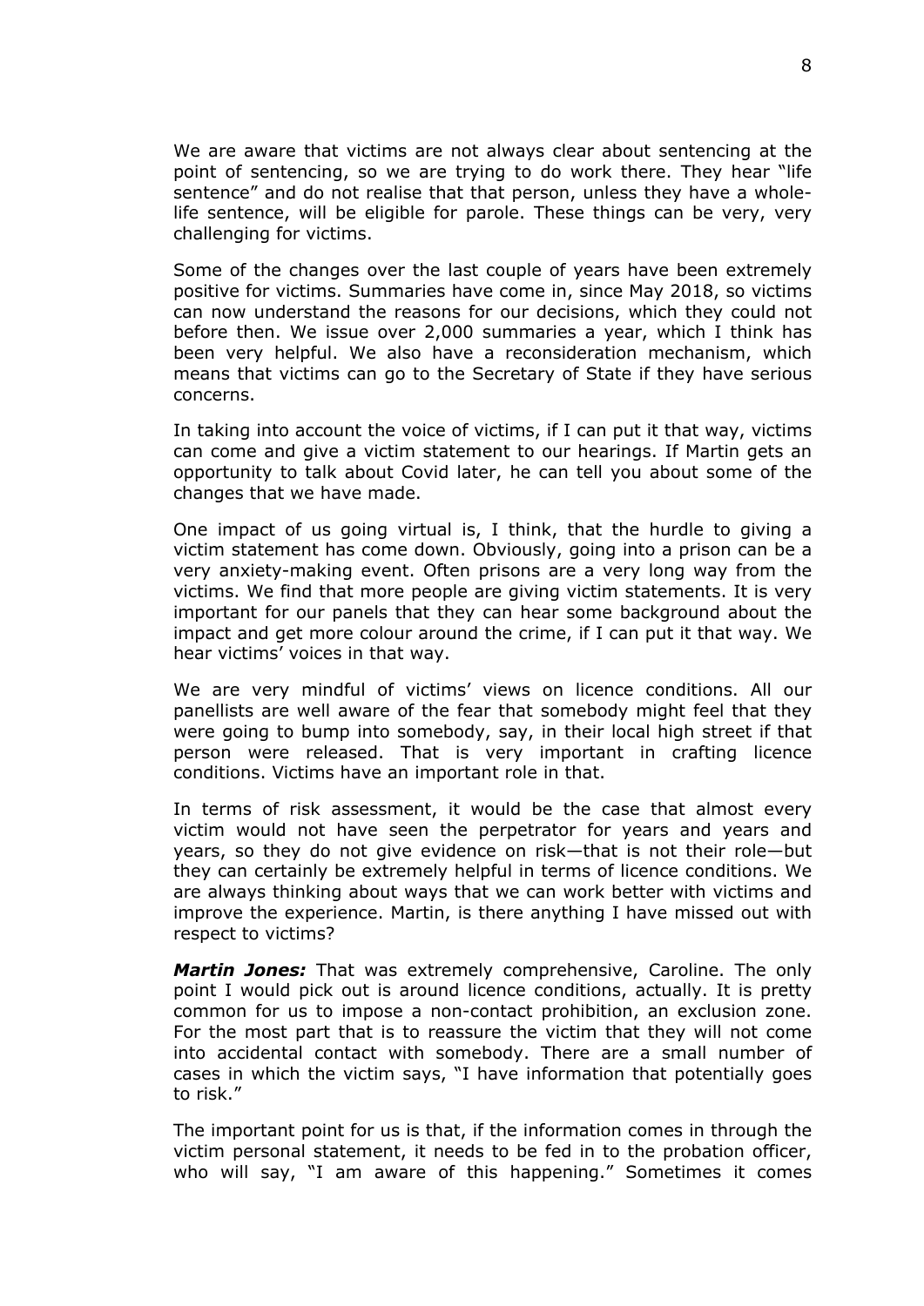We are aware that victims are not always clear about sentencing at the point of sentencing, so we are trying to do work there. They hear "life sentence" and do not realise that that person, unless they have a whole-life sentence, will be eligible for parole. These things can be very, very challenging for victims.

Some of the changes over the last couple of years have been extremely positive for victims. Summaries have come in, since May 2018, so victims can now understand the reasons for our decisions, which they could not before then. We issue over 2,000 summaries a year, which I think has been very helpful. We also have a reconsideration mechanism, which means that victims can go to the Secretary of State if they have serious concerns.

In taking into account the voice of victims, if I can put it that way, victims can come and give a victim statement to our hearings. If Martin gets an opportunity to talk about Covid later, he can tell you about some of the changes that we have made.

One impact of us going virtual is, I think, that the hurdle to giving a victim statement has come down. Obviously, going into a prison can be a very anxiety-making event. Often prisons are a very long way from the victims. We find that more people are giving victim statements. It is very important for our panels that they can hear some background about the impact and get more colour around the crime, if I can put it that way. We hear victims' voices in that way.

We are very mindful of victims' views on licence conditions. All our panellists are well aware of the fear that somebody might feel that they were going to bump into somebody, say, in their local high street if that person were released. That is very important in crafting licence conditions. Victims have an important role in that.

In terms of risk assessment, it would be the case that almost every victim would not have seen the perpetrator for years and years and years, so they do not give evidence on risk—that is not their role—but they can certainly be extremely helpful in terms of licence conditions. We are always thinking about ways that we can work better with victims and improve the experience. Martin, is there anything I have missed out with respect to victims?

***Martin Jones:*** That was extremely comprehensive, Caroline. The only point I would pick out is around licence conditions, actually. It is pretty common for us to impose a non-contact prohibition, an exclusion zone. For the most part that is to reassure the victim that they will not come into accidental contact with somebody. There are a small number of cases in which the victim says, "I have information that potentially goes to risk."

The important point for us is that, if the information comes in through the victim personal statement, it needs to be fed in to the probation officer, who will say, "I am aware of this happening." Sometimes it comes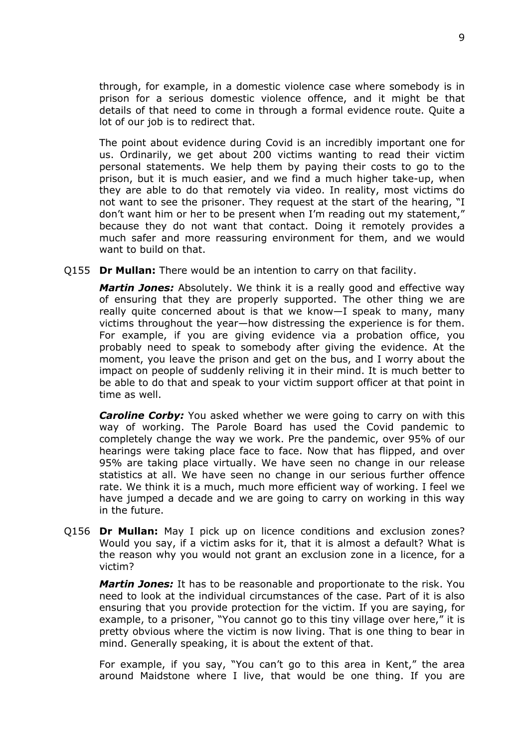through, for example, in a domestic violence case where somebody is in prison for a serious domestic violence offence, and it might be that details of that need to come in through a formal evidence route. Quite a lot of our job is to redirect that.

The point about evidence during Covid is an incredibly important one for us. Ordinarily, we get about 200 victims wanting to read their victim personal statements. We help them by paying their costs to go to the prison, but it is much easier, and we find a much higher take-up, when they are able to do that remotely via video. In reality, most victims do not want to see the prisoner. They request at the start of the hearing, "I don't want him or her to be present when I'm reading out my statement," because they do not want that contact. Doing it remotely provides a much safer and more reassuring environment for them, and we would want to build on that.

Q155 **Dr Mullan:** There would be an intention to carry on that facility.

***Martin Jones:*** Absolutely. We think it is a really good and effective way of ensuring that they are properly supported. The other thing we are really quite concerned about is that we know—I speak to many, many victims throughout the year—how distressing the experience is for them. For example, if you are giving evidence via a probation office, you probably need to speak to somebody after giving the evidence. At the moment, you leave the prison and get on the bus, and I worry about the impact on people of suddenly reliving it in their mind. It is much better to be able to do that and speak to your victim support officer at that point in time as well.

***Caroline Corby:*** You asked whether we were going to carry on with this way of working. The Parole Board has used the Covid pandemic to completely change the way we work. Pre the pandemic, over 95% of our hearings were taking place face to face. Now that has flipped, and over 95% are taking place virtually. We have seen no change in our release statistics at all. We have seen no change in our serious further offence rate. We think it is a much, much more efficient way of working. I feel we have jumped a decade and we are going to carry on working in this way in the future.

Q156 **Dr Mullan:** May I pick up on licence conditions and exclusion zones? Would you say, if a victim asks for it, that it is almost a default? What is the reason why you would not grant an exclusion zone in a licence, for a victim?

***Martin Jones:*** It has to be reasonable and proportionate to the risk. You need to look at the individual circumstances of the case. Part of it is also ensuring that you provide protection for the victim. If you are saying, for example, to a prisoner, "You cannot go to this tiny village over here," it is pretty obvious where the victim is now living. That is one thing to bear in mind. Generally speaking, it is about the extent of that.

For example, if you say, "You can't go to this area in Kent," the area around Maidstone where I live, that would be one thing. If you are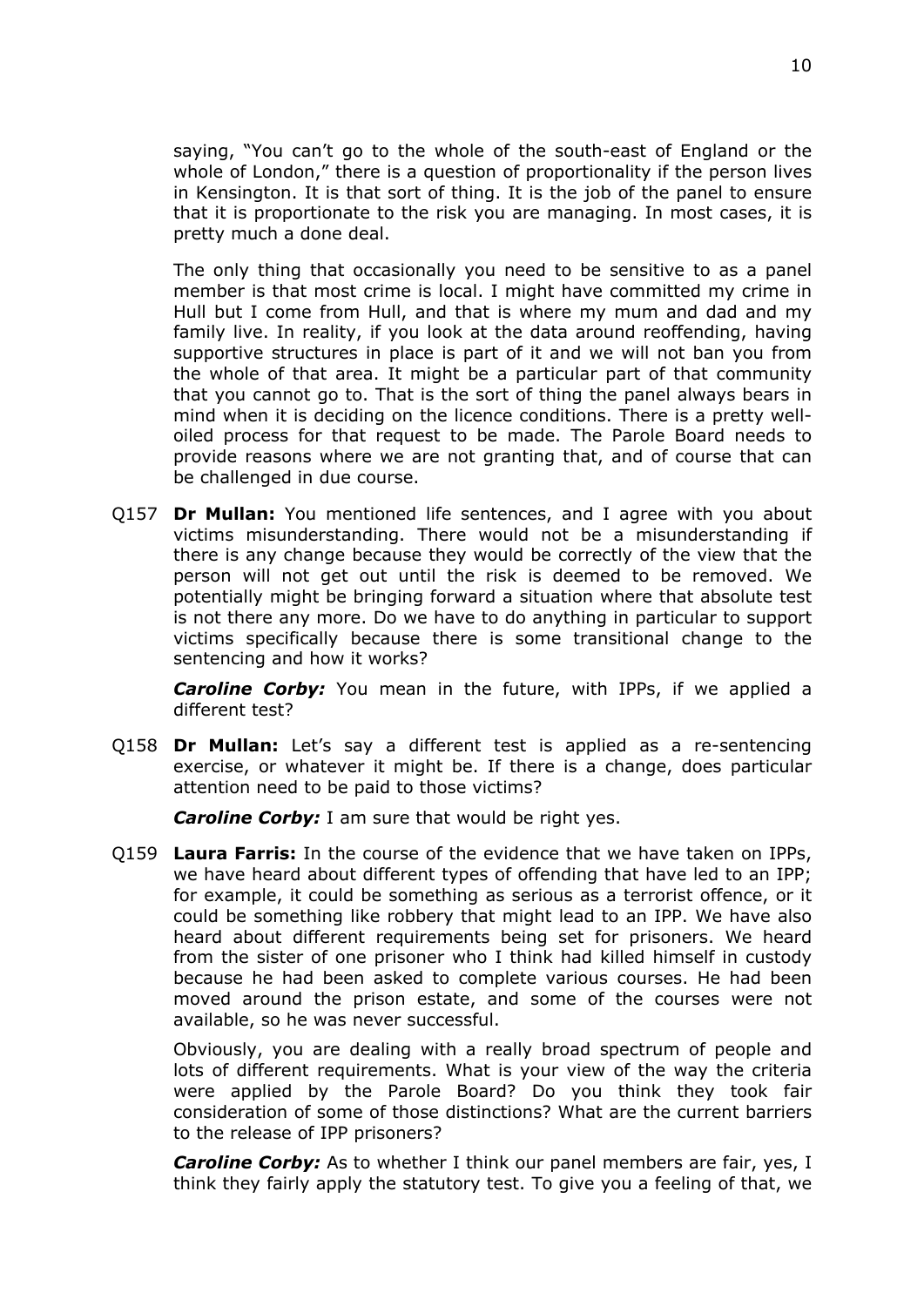saying, "You can't go to the whole of the south-east of England or the whole of London," there is a question of proportionality if the person lives in Kensington. It is that sort of thing. It is the job of the panel to ensure that it is proportionate to the risk you are managing. In most cases, it is pretty much a done deal.

The only thing that occasionally you need to be sensitive to as a panel member is that most crime is local. I might have committed my crime in Hull but I come from Hull, and that is where my mum and dad and my family live. In reality, if you look at the data around reoffending, having supportive structures in place is part of it and we will not ban you from the whole of that area. It might be a particular part of that community that you cannot go to. That is the sort of thing the panel always bears in mind when it is deciding on the licence conditions. There is a pretty well-oiled process for that request to be made. The Parole Board needs to provide reasons where we are not granting that, and of course that can be challenged in due course.

Q157 **Dr Mullan:** You mentioned life sentences, and I agree with you about victims misunderstanding. There would not be a misunderstanding if there is any change because they would be correctly of the view that the person will not get out until the risk is deemed to be removed. We potentially might be bringing forward a situation where that absolute test is not there any more. Do we have to do anything in particular to support victims specifically because there is some transitional change to the sentencing and how it works?

***Caroline Corby:*** You mean in the future, with IPPs, if we applied a different test?

Q158 **Dr Mullan:** Let's say a different test is applied as a re-sentencing exercise, or whatever it might be. If there is a change, does particular attention need to be paid to those victims?

***Caroline Corby:*** I am sure that would be right yes.

Q159 **Laura Farris:** In the course of the evidence that we have taken on IPPs, we have heard about different types of offending that have led to an IPP; for example, it could be something as serious as a terrorist offence, or it could be something like robbery that might lead to an IPP. We have also heard about different requirements being set for prisoners. We heard from the sister of one prisoner who I think had killed himself in custody because he had been asked to complete various courses. He had been moved around the prison estate, and some of the courses were not available, so he was never successful.

Obviously, you are dealing with a really broad spectrum of people and lots of different requirements. What is your view of the way the criteria were applied by the Parole Board? Do you think they took fair consideration of some of those distinctions? What are the current barriers to the release of IPP prisoners?

***Caroline Corby:*** As to whether I think our panel members are fair, yes, I think they fairly apply the statutory test. To give you a feeling of that, we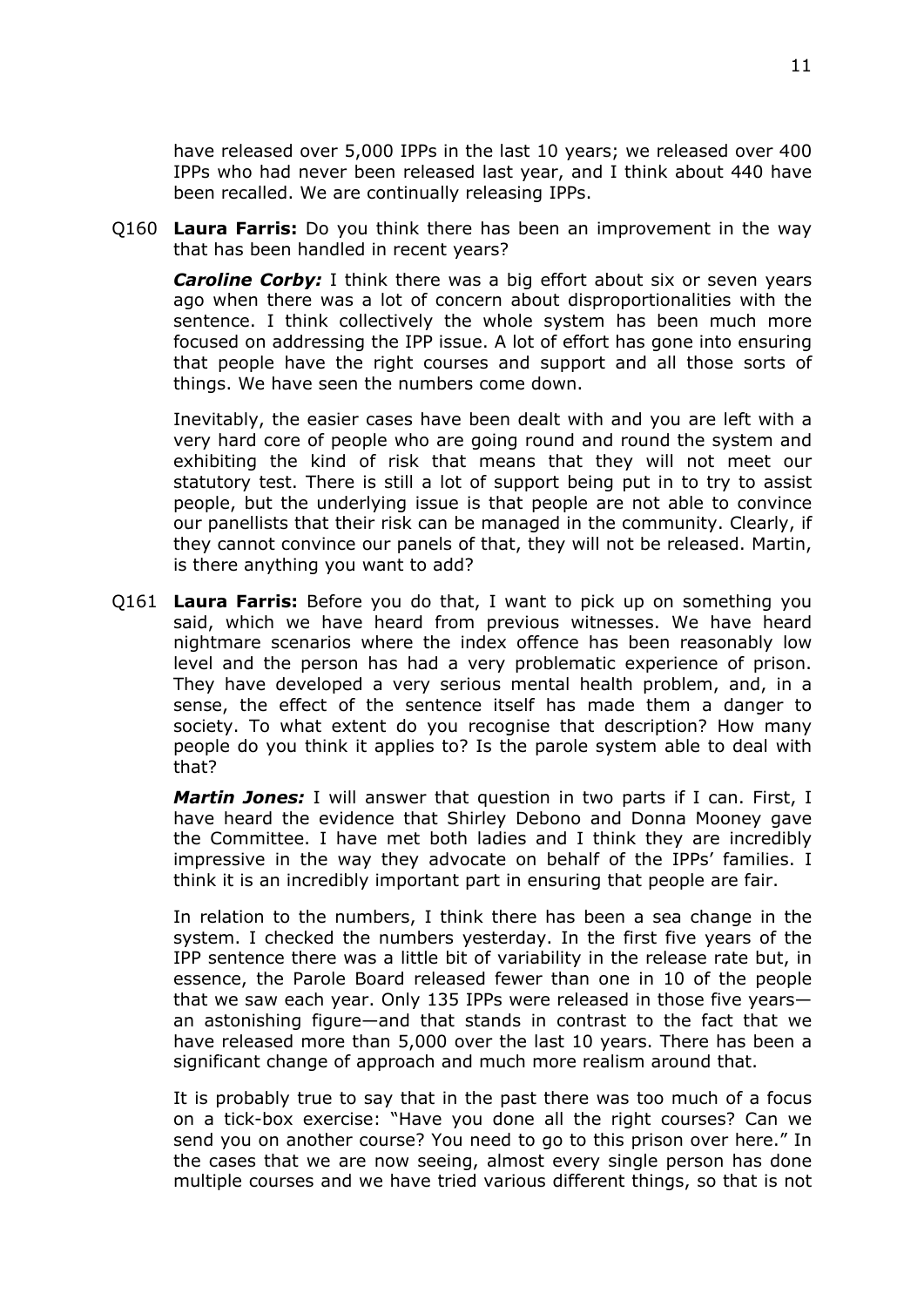have released over 5,000 IPPs in the last 10 years; we released over 400 IPPs who had never been released last year, and I think about 440 have been recalled. We are continually releasing IPPs.

Q160 **Laura Farris:** Do you think there has been an improvement in the way that has been handled in recent years?

***Caroline Corby:*** I think there was a big effort about six or seven years ago when there was a lot of concern about disproportionalities with the sentence. I think collectively the whole system has been much more focused on addressing the IPP issue. A lot of effort has gone into ensuring that people have the right courses and support and all those sorts of things. We have seen the numbers come down.

Inevitably, the easier cases have been dealt with and you are left with a very hard core of people who are going round and round the system and exhibiting the kind of risk that means that they will not meet our statutory test. There is still a lot of support being put in to try to assist people, but the underlying issue is that people are not able to convince our panellists that their risk can be managed in the community. Clearly, if they cannot convince our panels of that, they will not be released. Martin, is there anything you want to add?

Q161 **Laura Farris:** Before you do that, I want to pick up on something you said, which we have heard from previous witnesses. We have heard nightmare scenarios where the index offence has been reasonably low level and the person has had a very problematic experience of prison. They have developed a very serious mental health problem, and, in a sense, the effect of the sentence itself has made them a danger to society. To what extent do you recognise that description? How many people do you think it applies to? Is the parole system able to deal with that?

***Martin Jones:*** I will answer that question in two parts if I can. First, I have heard the evidence that Shirley Debono and Donna Mooney gave the Committee. I have met both ladies and I think they are incredibly impressive in the way they advocate on behalf of the IPPs' families. I think it is an incredibly important part in ensuring that people are fair.

In relation to the numbers, I think there has been a sea change in the system. I checked the numbers yesterday. In the first five years of the IPP sentence there was a little bit of variability in the release rate but, in essence, the Parole Board released fewer than one in 10 of the people that we saw each year. Only 135 IPPs were released in those five years—an astonishing figure—and that stands in contrast to the fact that we have released more than 5,000 over the last 10 years. There has been a significant change of approach and much more realism around that.

It is probably true to say that in the past there was too much of a focus on a tick-box exercise: "Have you done all the right courses? Can we send you on another course? You need to go to this prison over here." In the cases that we are now seeing, almost every single person has done multiple courses and we have tried various different things, so that is not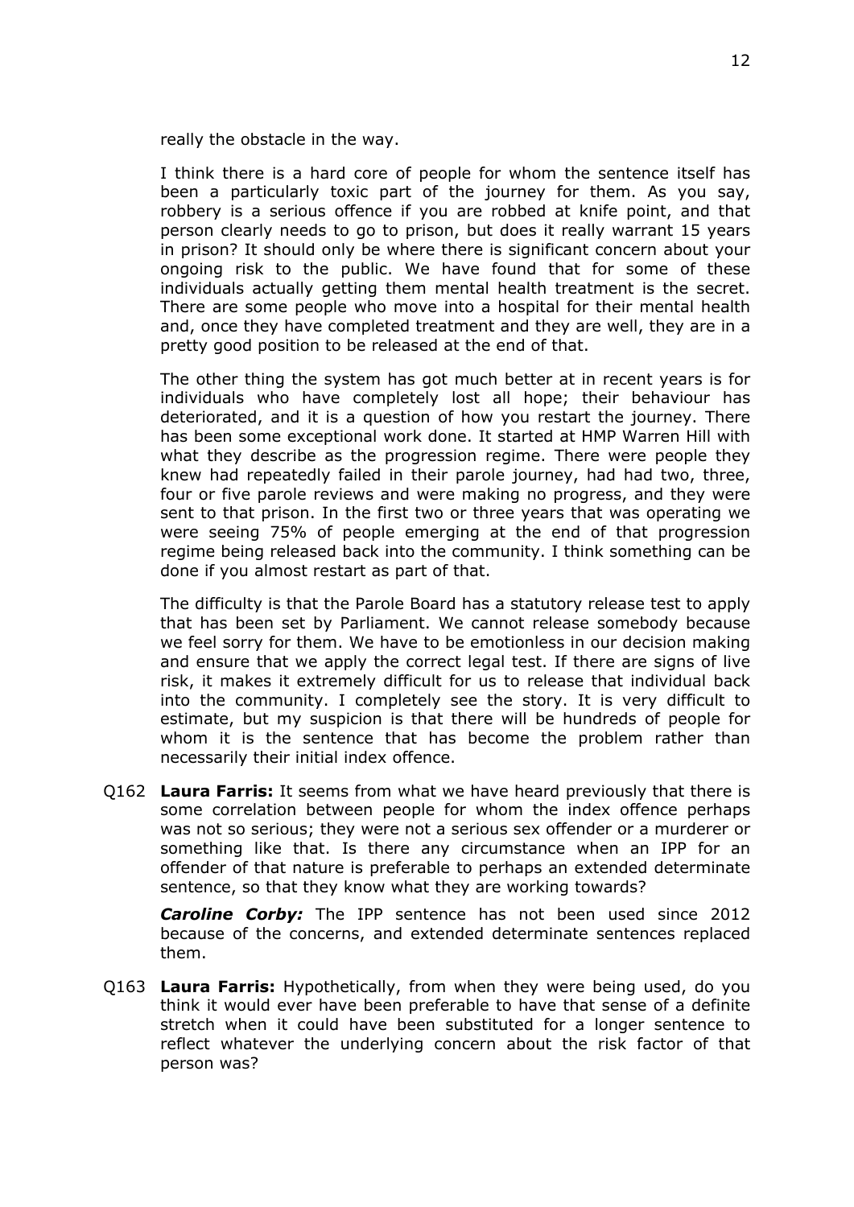really the obstacle in the way.

I think there is a hard core of people for whom the sentence itself has been a particularly toxic part of the journey for them. As you say, robbery is a serious offence if you are robbed at knife point, and that person clearly needs to go to prison, but does it really warrant 15 years in prison? It should only be where there is significant concern about your ongoing risk to the public. We have found that for some of these individuals actually getting them mental health treatment is the secret. There are some people who move into a hospital for their mental health and, once they have completed treatment and they are well, they are in a pretty good position to be released at the end of that.

The other thing the system has got much better at in recent years is for individuals who have completely lost all hope; their behaviour has deteriorated, and it is a question of how you restart the journey. There has been some exceptional work done. It started at HMP Warren Hill with what they describe as the progression regime. There were people they knew had repeatedly failed in their parole journey, had had two, three, four or five parole reviews and were making no progress, and they were sent to that prison. In the first two or three years that was operating we were seeing 75% of people emerging at the end of that progression regime being released back into the community. I think something can be done if you almost restart as part of that.

The difficulty is that the Parole Board has a statutory release test to apply that has been set by Parliament. We cannot release somebody because we feel sorry for them. We have to be emotionless in our decision making and ensure that we apply the correct legal test. If there are signs of live risk, it makes it extremely difficult for us to release that individual back into the community. I completely see the story. It is very difficult to estimate, but my suspicion is that there will be hundreds of people for whom it is the sentence that has become the problem rather than necessarily their initial index offence.

Q162 **Laura Farris:** It seems from what we have heard previously that there is some correlation between people for whom the index offence perhaps was not so serious; they were not a serious sex offender or a murderer or something like that. Is there any circumstance when an IPP for an offender of that nature is preferable to perhaps an extended determinate sentence, so that they know what they are working towards?

***Caroline Corby:*** The IPP sentence has not been used since 2012 because of the concerns, and extended determinate sentences replaced them.

Q163 **Laura Farris:** Hypothetically, from when they were being used, do you think it would ever have been preferable to have that sense of a definite stretch when it could have been substituted for a longer sentence to reflect whatever the underlying concern about the risk factor of that person was?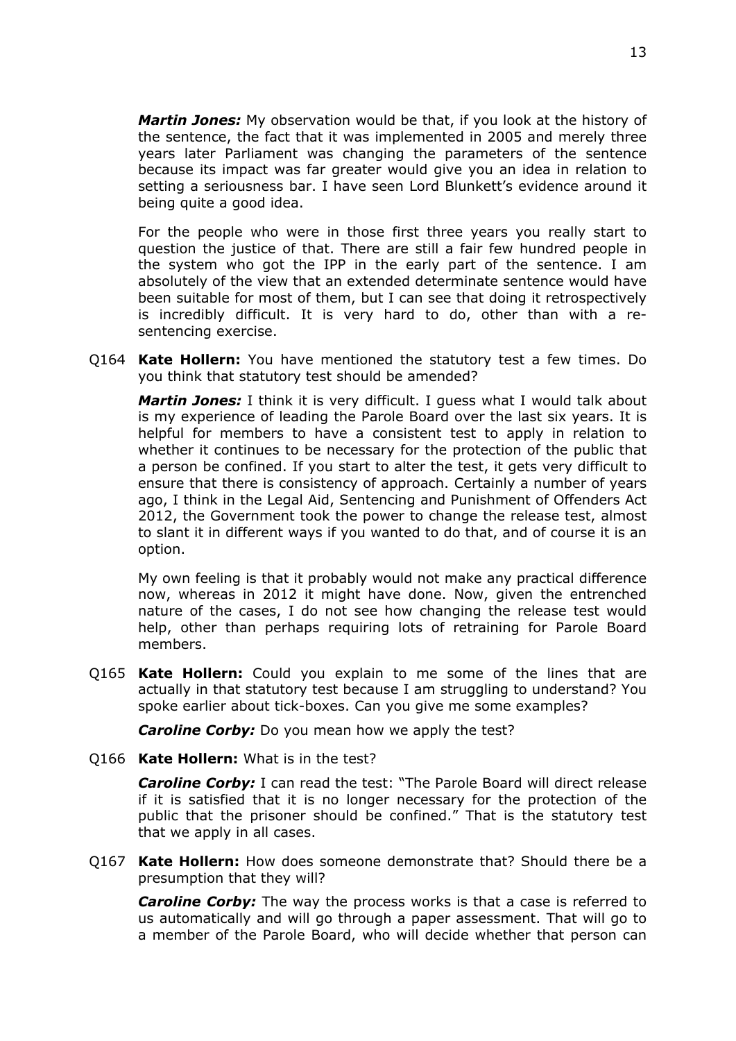***Martin Jones:*** My observation would be that, if you look at the history of the sentence, the fact that it was implemented in 2005 and merely three years later Parliament was changing the parameters of the sentence because its impact was far greater would give you an idea in relation to setting a seriousness bar. I have seen Lord Blunkett's evidence around it being quite a good idea.

For the people who were in those first three years you really start to question the justice of that. There are still a fair few hundred people in the system who got the IPP in the early part of the sentence. I am absolutely of the view that an extended determinate sentence would have been suitable for most of them, but I can see that doing it retrospectively is incredibly difficult. It is very hard to do, other than with a re-sentencing exercise.

Q164 **Kate Hollern:** You have mentioned the statutory test a few times. Do you think that statutory test should be amended?

***Martin Jones:*** I think it is very difficult. I guess what I would talk about is my experience of leading the Parole Board over the last six years. It is helpful for members to have a consistent test to apply in relation to whether it continues to be necessary for the protection of the public that a person be confined. If you start to alter the test, it gets very difficult to ensure that there is consistency of approach. Certainly a number of years ago, I think in the Legal Aid, Sentencing and Punishment of Offenders Act 2012, the Government took the power to change the release test, almost to slant it in different ways if you wanted to do that, and of course it is an option.

My own feeling is that it probably would not make any practical difference now, whereas in 2012 it might have done. Now, given the entrenched nature of the cases, I do not see how changing the release test would help, other than perhaps requiring lots of retraining for Parole Board members.

Q165 **Kate Hollern:** Could you explain to me some of the lines that are actually in that statutory test because I am struggling to understand? You spoke earlier about tick-boxes. Can you give me some examples?

***Caroline Corby:*** Do you mean how we apply the test?

Q166 **Kate Hollern:** What is in the test?

***Caroline Corby:*** I can read the test: "The Parole Board will direct release if it is satisfied that it is no longer necessary for the protection of the public that the prisoner should be confined." That is the statutory test that we apply in all cases.

Q167 **Kate Hollern:** How does someone demonstrate that? Should there be a presumption that they will?

***Caroline Corby:*** The way the process works is that a case is referred to us automatically and will go through a paper assessment. That will go to a member of the Parole Board, who will decide whether that person can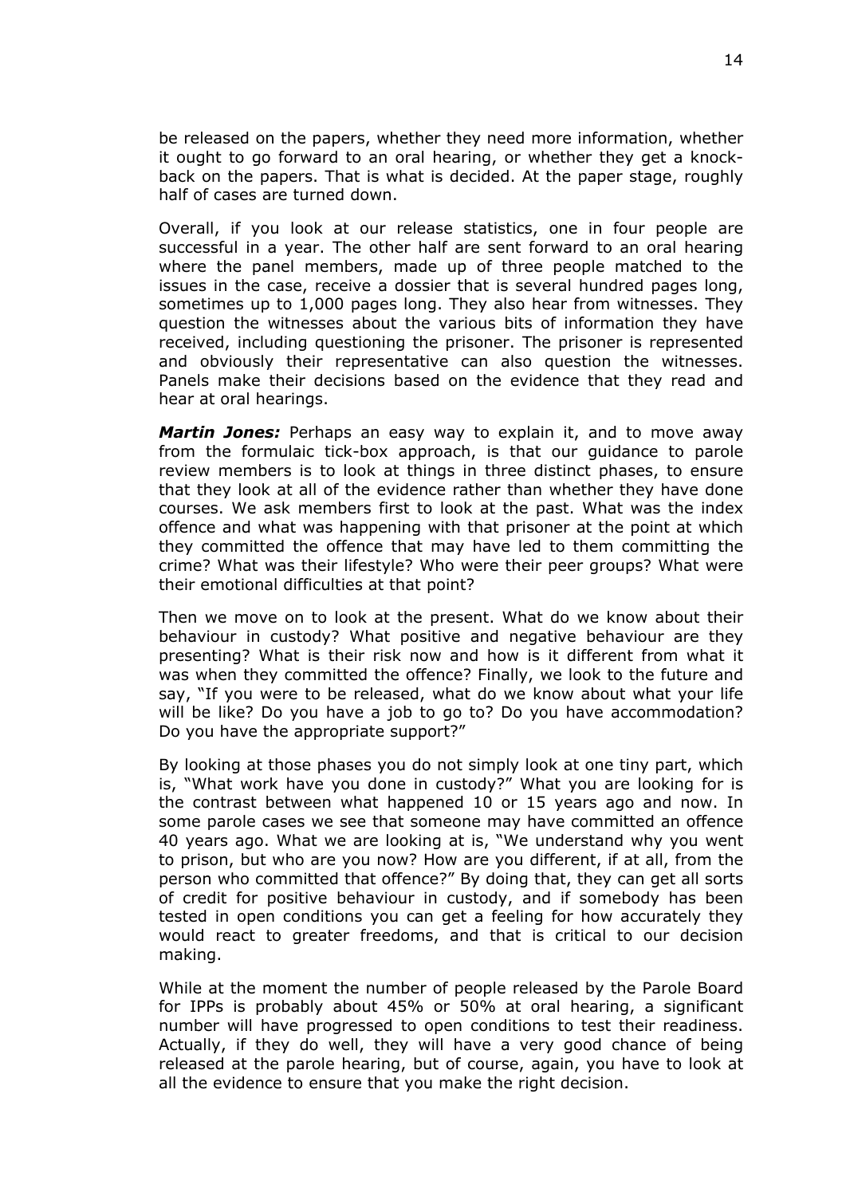be released on the papers, whether they need more information, whether it ought to go forward to an oral hearing, or whether they get a knock-back on the papers. That is what is decided. At the paper stage, roughly half of cases are turned down.

Overall, if you look at our release statistics, one in four people are successful in a year. The other half are sent forward to an oral hearing where the panel members, made up of three people matched to the issues in the case, receive a dossier that is several hundred pages long, sometimes up to 1,000 pages long. They also hear from witnesses. They question the witnesses about the various bits of information they have received, including questioning the prisoner. The prisoner is represented and obviously their representative can also question the witnesses. Panels make their decisions based on the evidence that they read and hear at oral hearings.

***Martin Jones:*** Perhaps an easy way to explain it, and to move away from the formulaic tick-box approach, is that our guidance to parole review members is to look at things in three distinct phases, to ensure that they look at all of the evidence rather than whether they have done courses. We ask members first to look at the past. What was the index offence and what was happening with that prisoner at the point at which they committed the offence that may have led to them committing the crime? What was their lifestyle? Who were their peer groups? What were their emotional difficulties at that point?

Then we move on to look at the present. What do we know about their behaviour in custody? What positive and negative behaviour are they presenting? What is their risk now and how is it different from what it was when they committed the offence? Finally, we look to the future and say, "If you were to be released, what do we know about what your life will be like? Do you have a job to go to? Do you have accommodation? Do you have the appropriate support?"

By looking at those phases you do not simply look at one tiny part, which is, "What work have you done in custody?" What you are looking for is the contrast between what happened 10 or 15 years ago and now. In some parole cases we see that someone may have committed an offence 40 years ago. What we are looking at is, "We understand why you went to prison, but who are you now? How are you different, if at all, from the person who committed that offence?" By doing that, they can get all sorts of credit for positive behaviour in custody, and if somebody has been tested in open conditions you can get a feeling for how accurately they would react to greater freedoms, and that is critical to our decision making.

While at the moment the number of people released by the Parole Board for IPPs is probably about 45% or 50% at oral hearing, a significant number will have progressed to open conditions to test their readiness. Actually, if they do well, they will have a very good chance of being released at the parole hearing, but of course, again, you have to look at all the evidence to ensure that you make the right decision.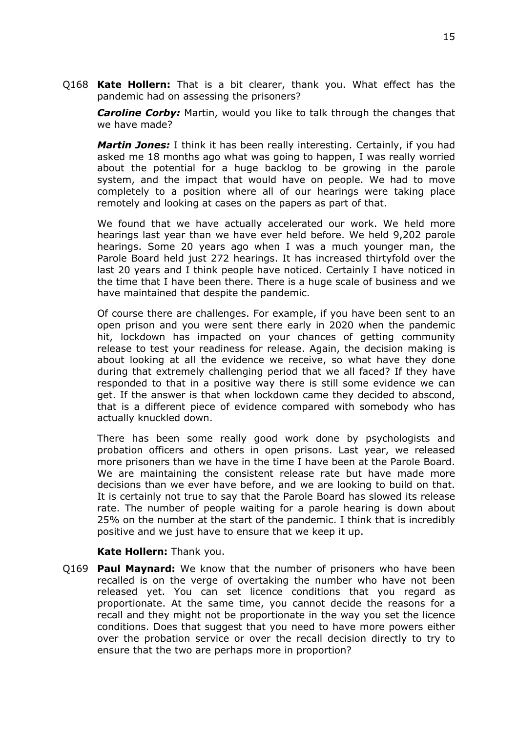Q168 **Kate Hollern:** That is a bit clearer, thank you. What effect has the pandemic had on assessing the prisoners?

***Caroline Corby:*** Martin, would you like to talk through the changes that we have made?

***Martin Jones:*** I think it has been really interesting. Certainly, if you had asked me 18 months ago what was going to happen, I was really worried about the potential for a huge backlog to be growing in the parole system, and the impact that would have on people. We had to move completely to a position where all of our hearings were taking place remotely and looking at cases on the papers as part of that.

We found that we have actually accelerated our work. We held more hearings last year than we have ever held before. We held 9,202 parole hearings. Some 20 years ago when I was a much younger man, the Parole Board held just 272 hearings. It has increased thirtyfold over the last 20 years and I think people have noticed. Certainly I have noticed in the time that I have been there. There is a huge scale of business and we have maintained that despite the pandemic.

Of course there are challenges. For example, if you have been sent to an open prison and you were sent there early in 2020 when the pandemic hit, lockdown has impacted on your chances of getting community release to test your readiness for release. Again, the decision making is about looking at all the evidence we receive, so what have they done during that extremely challenging period that we all faced? If they have responded to that in a positive way there is still some evidence we can get. If the answer is that when lockdown came they decided to abscond, that is a different piece of evidence compared with somebody who has actually knuckled down.

There has been some really good work done by psychologists and probation officers and others in open prisons. Last year, we released more prisoners than we have in the time I have been at the Parole Board. We are maintaining the consistent release rate but have made more decisions than we ever have before, and we are looking to build on that. It is certainly not true to say that the Parole Board has slowed its release rate. The number of people waiting for a parole hearing is down about 25% on the number at the start of the pandemic. I think that is incredibly positive and we just have to ensure that we keep it up.

**Kate Hollern:** Thank you.

Q169 **Paul Maynard:** We know that the number of prisoners who have been recalled is on the verge of overtaking the number who have not been released yet. You can set licence conditions that you regard as proportionate. At the same time, you cannot decide the reasons for a recall and they might not be proportionate in the way you set the licence conditions. Does that suggest that you need to have more powers either over the probation service or over the recall decision directly to try to ensure that the two are perhaps more in proportion?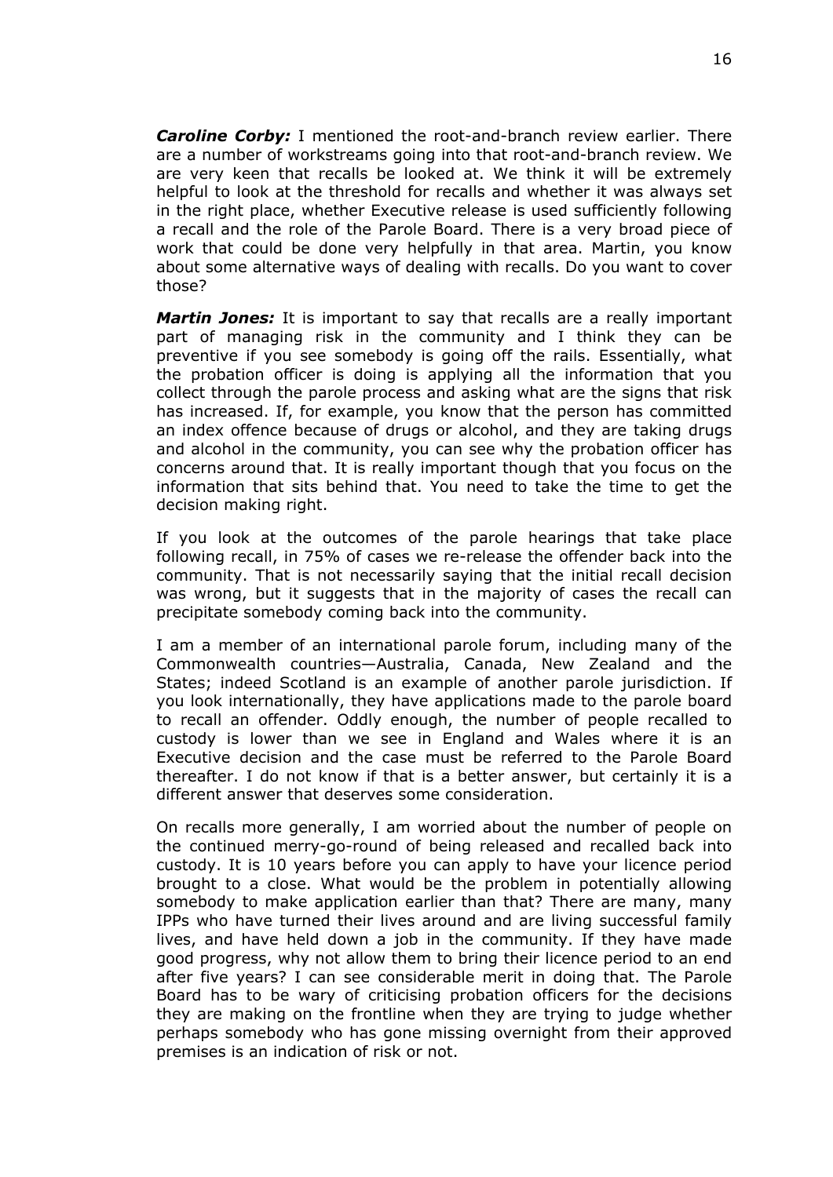***Caroline Corby:*** I mentioned the root-and-branch review earlier. There are a number of workstreams going into that root-and-branch review. We are very keen that recalls be looked at. We think it will be extremely helpful to look at the threshold for recalls and whether it was always set in the right place, whether Executive release is used sufficiently following a recall and the role of the Parole Board. There is a very broad piece of work that could be done very helpfully in that area. Martin, you know about some alternative ways of dealing with recalls. Do you want to cover those?

***Martin Jones:*** It is important to say that recalls are a really important part of managing risk in the community and I think they can be preventive if you see somebody is going off the rails. Essentially, what the probation officer is doing is applying all the information that you collect through the parole process and asking what are the signs that risk has increased. If, for example, you know that the person has committed an index offence because of drugs or alcohol, and they are taking drugs and alcohol in the community, you can see why the probation officer has concerns around that. It is really important though that you focus on the information that sits behind that. You need to take the time to get the decision making right.

If you look at the outcomes of the parole hearings that take place following recall, in 75% of cases we re-release the offender back into the community. That is not necessarily saying that the initial recall decision was wrong, but it suggests that in the majority of cases the recall can precipitate somebody coming back into the community.

I am a member of an international parole forum, including many of the Commonwealth countries—Australia, Canada, New Zealand and the States; indeed Scotland is an example of another parole jurisdiction. If you look internationally, they have applications made to the parole board to recall an offender. Oddly enough, the number of people recalled to custody is lower than we see in England and Wales where it is an Executive decision and the case must be referred to the Parole Board thereafter. I do not know if that is a better answer, but certainly it is a different answer that deserves some consideration.

On recalls more generally, I am worried about the number of people on the continued merry-go-round of being released and recalled back into custody. It is 10 years before you can apply to have your licence period brought to a close. What would be the problem in potentially allowing somebody to make application earlier than that? There are many, many IPPs who have turned their lives around and are living successful family lives, and have held down a job in the community. If they have made good progress, why not allow them to bring their licence period to an end after five years? I can see considerable merit in doing that. The Parole Board has to be wary of criticising probation officers for the decisions they are making on the frontline when they are trying to judge whether perhaps somebody who has gone missing overnight from their approved premises is an indication of risk or not.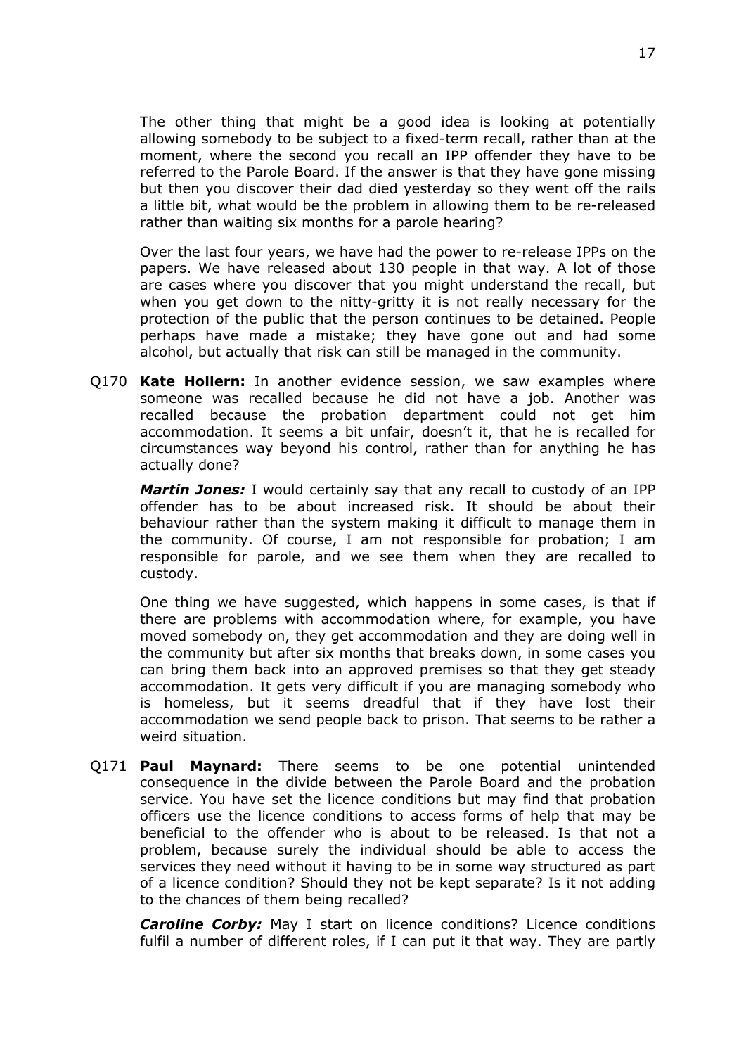The other thing that might be a good idea is looking at potentially allowing somebody to be subject to a fixed-term recall, rather than at the moment, where the second you recall an IPP offender they have to be referred to the Parole Board. If the answer is that they have gone missing but then you discover their dad died yesterday so they went off the rails a little bit, what would be the problem in allowing them to be re-released rather than waiting six months for a parole hearing?

Over the last four years, we have had the power to re-release IPPs on the papers. We have released about 130 people in that way. A lot of those are cases where you discover that you might understand the recall, but when you get down to the nitty-gritty it is not really necessary for the protection of the public that the person continues to be detained. People perhaps have made a mistake; they have gone out and had some alcohol, but actually that risk can still be managed in the community.

Q170 **Kate Hollern:** In another evidence session, we saw examples where someone was recalled because he did not have a job. Another was recalled because the probation department could not get him accommodation. It seems a bit unfair, doesn't it, that he is recalled for circumstances way beyond his control, rather than for anything he has actually done?

***Martin Jones:*** I would certainly say that any recall to custody of an IPP offender has to be about increased risk. It should be about their behaviour rather than the system making it difficult to manage them in the community. Of course, I am not responsible for probation; I am responsible for parole, and we see them when they are recalled to custody.

One thing we have suggested, which happens in some cases, is that if there are problems with accommodation where, for example, you have moved somebody on, they get accommodation and they are doing well in the community but after six months that breaks down, in some cases you can bring them back into an approved premises so that they get steady accommodation. It gets very difficult if you are managing somebody who is homeless, but it seems dreadful that if they have lost their accommodation we send people back to prison. That seems to be rather a weird situation.

Q171 **Paul Maynard:** There seems to be one potential unintended consequence in the divide between the Parole Board and the probation service. You have set the licence conditions but may find that probation officers use the licence conditions to access forms of help that may be beneficial to the offender who is about to be released. Is that not a problem, because surely the individual should be able to access the services they need without it having to be in some way structured as part of a licence condition? Should they not be kept separate? Is it not adding to the chances of them being recalled?

***Caroline Corby:*** May I start on licence conditions? Licence conditions fulfil a number of different roles, if I can put it that way. They are partly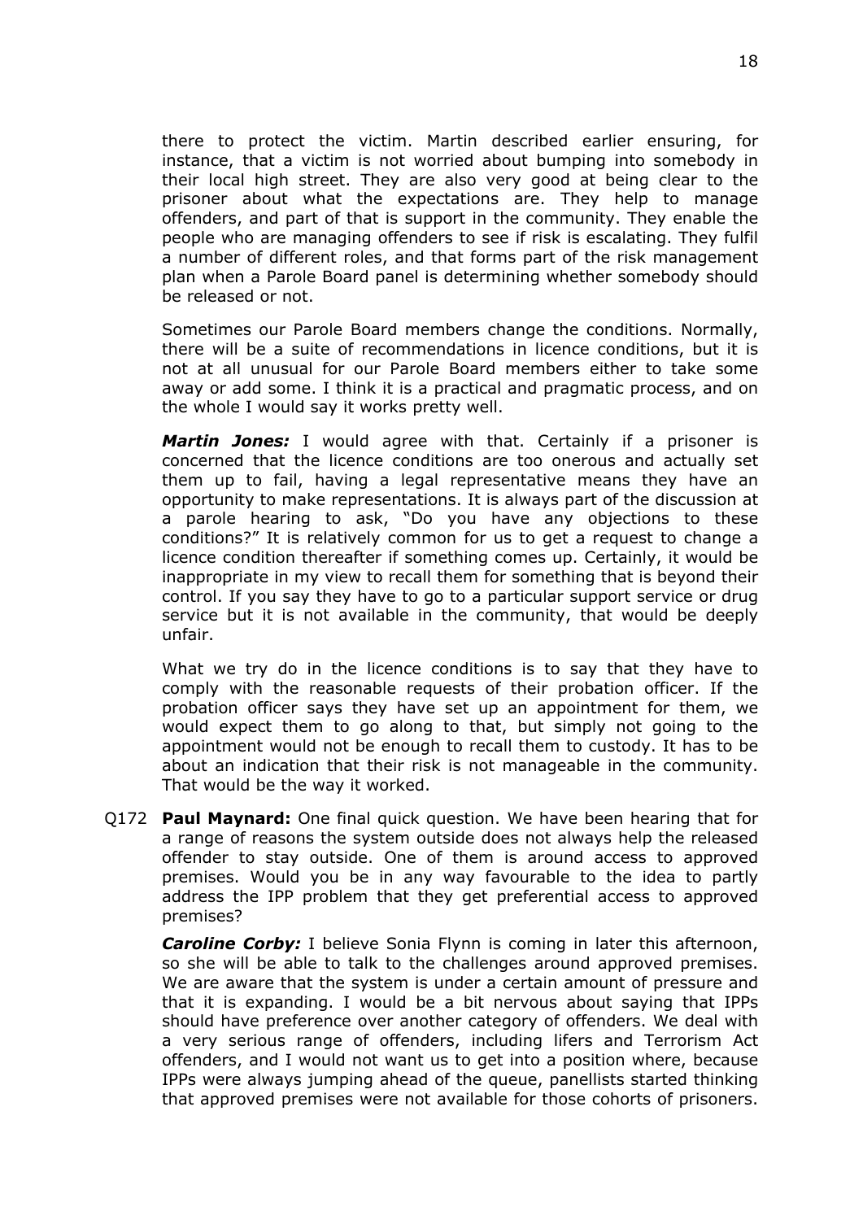there to protect the victim. Martin described earlier ensuring, for instance, that a victim is not worried about bumping into somebody in their local high street. They are also very good at being clear to the prisoner about what the expectations are. They help to manage offenders, and part of that is support in the community. They enable the people who are managing offenders to see if risk is escalating. They fulfil a number of different roles, and that forms part of the risk management plan when a Parole Board panel is determining whether somebody should be released or not.

Sometimes our Parole Board members change the conditions. Normally, there will be a suite of recommendations in licence conditions, but it is not at all unusual for our Parole Board members either to take some away or add some. I think it is a practical and pragmatic process, and on the whole I would say it works pretty well.

***Martin Jones:*** I would agree with that. Certainly if a prisoner is concerned that the licence conditions are too onerous and actually set them up to fail, having a legal representative means they have an opportunity to make representations. It is always part of the discussion at a parole hearing to ask, "Do you have any objections to these conditions?" It is relatively common for us to get a request to change a licence condition thereafter if something comes up. Certainly, it would be inappropriate in my view to recall them for something that is beyond their control. If you say they have to go to a particular support service or drug service but it is not available in the community, that would be deeply unfair.

What we try do in the licence conditions is to say that they have to comply with the reasonable requests of their probation officer. If the probation officer says they have set up an appointment for them, we would expect them to go along to that, but simply not going to the appointment would not be enough to recall them to custody. It has to be about an indication that their risk is not manageable in the community. That would be the way it worked.

Q172 **Paul Maynard:** One final quick question. We have been hearing that for a range of reasons the system outside does not always help the released offender to stay outside. One of them is around access to approved premises. Would you be in any way favourable to the idea to partly address the IPP problem that they get preferential access to approved premises?

***Caroline Corby:*** I believe Sonia Flynn is coming in later this afternoon, so she will be able to talk to the challenges around approved premises. We are aware that the system is under a certain amount of pressure and that it is expanding. I would be a bit nervous about saying that IPPs should have preference over another category of offenders. We deal with a very serious range of offenders, including lifers and Terrorism Act offenders, and I would not want us to get into a position where, because IPPs were always jumping ahead of the queue, panellists started thinking that approved premises were not available for those cohorts of prisoners.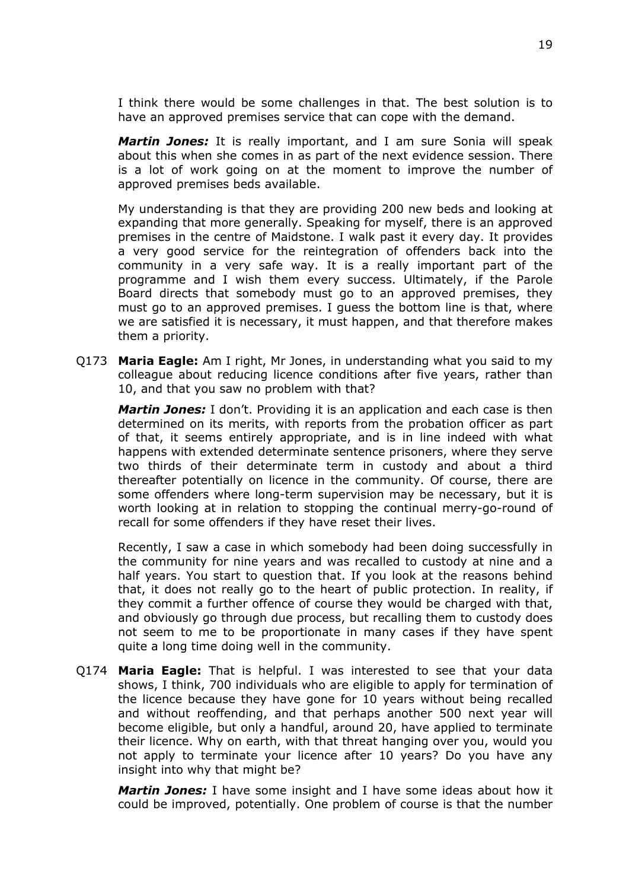I think there would be some challenges in that. The best solution is to have an approved premises service that can cope with the demand.

***Martin Jones:*** It is really important, and I am sure Sonia will speak about this when she comes in as part of the next evidence session. There is a lot of work going on at the moment to improve the number of approved premises beds available.

My understanding is that they are providing 200 new beds and looking at expanding that more generally. Speaking for myself, there is an approved premises in the centre of Maidstone. I walk past it every day. It provides a very good service for the reintegration of offenders back into the community in a very safe way. It is a really important part of the programme and I wish them every success. Ultimately, if the Parole Board directs that somebody must go to an approved premises, they must go to an approved premises. I guess the bottom line is that, where we are satisfied it is necessary, it must happen, and that therefore makes them a priority.

Q173 **Maria Eagle:** Am I right, Mr Jones, in understanding what you said to my colleague about reducing licence conditions after five years, rather than 10, and that you saw no problem with that?

***Martin Jones:*** I don't. Providing it is an application and each case is then determined on its merits, with reports from the probation officer as part of that, it seems entirely appropriate, and is in line indeed with what happens with extended determinate sentence prisoners, where they serve two thirds of their determinate term in custody and about a third thereafter potentially on licence in the community. Of course, there are some offenders where long-term supervision may be necessary, but it is worth looking at in relation to stopping the continual merry-go-round of recall for some offenders if they have reset their lives.

Recently, I saw a case in which somebody had been doing successfully in the community for nine years and was recalled to custody at nine and a half years. You start to question that. If you look at the reasons behind that, it does not really go to the heart of public protection. In reality, if they commit a further offence of course they would be charged with that, and obviously go through due process, but recalling them to custody does not seem to me to be proportionate in many cases if they have spent quite a long time doing well in the community.

Q174 **Maria Eagle:** That is helpful. I was interested to see that your data shows, I think, 700 individuals who are eligible to apply for termination of the licence because they have gone for 10 years without being recalled and without reoffending, and that perhaps another 500 next year will become eligible, but only a handful, around 20, have applied to terminate their licence. Why on earth, with that threat hanging over you, would you not apply to terminate your licence after 10 years? Do you have any insight into why that might be?

***Martin Jones:*** I have some insight and I have some ideas about how it could be improved, potentially. One problem of course is that the number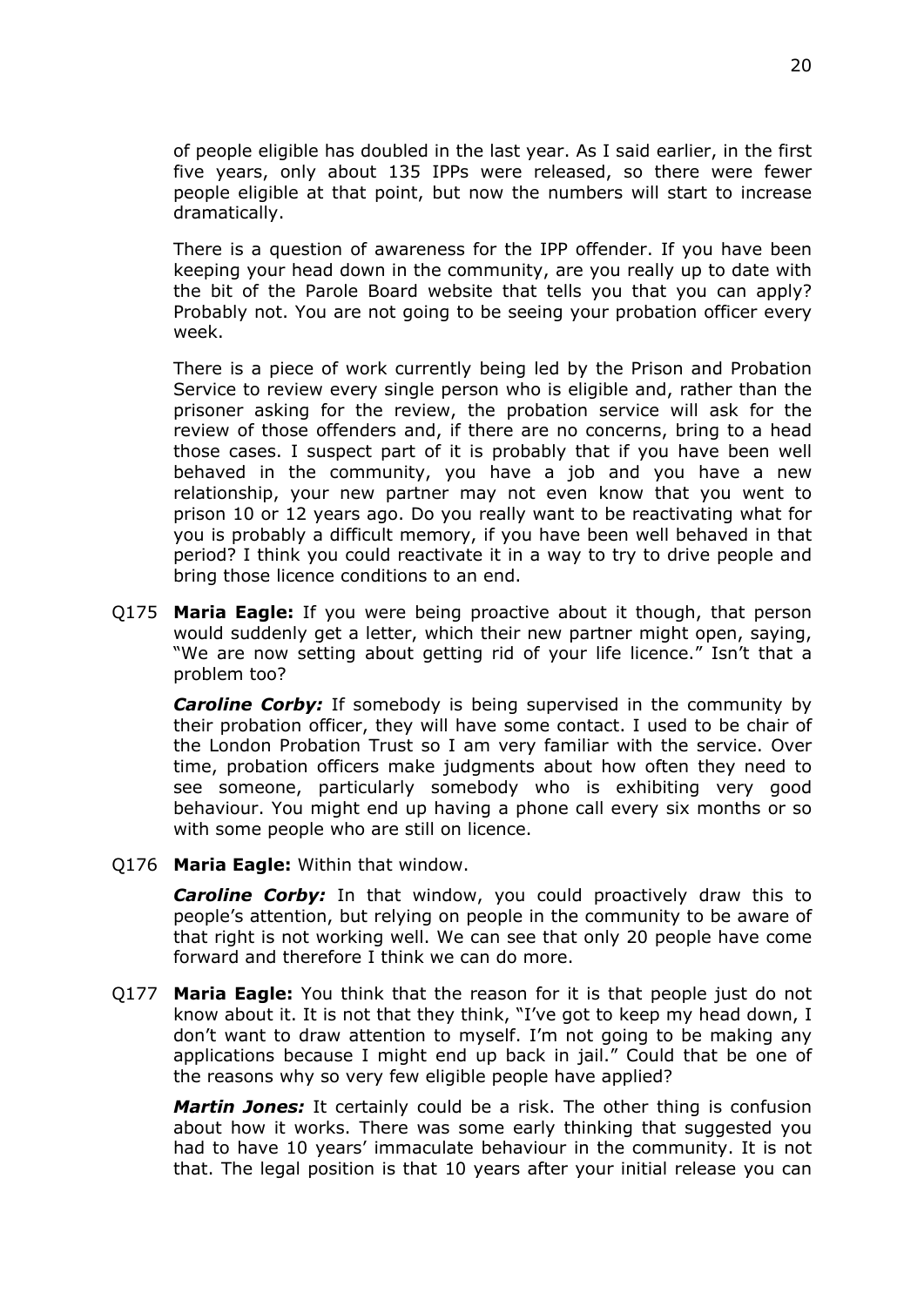of people eligible has doubled in the last year. As I said earlier, in the first five years, only about 135 IPPs were released, so there were fewer people eligible at that point, but now the numbers will start to increase dramatically.

There is a question of awareness for the IPP offender. If you have been keeping your head down in the community, are you really up to date with the bit of the Parole Board website that tells you that you can apply? Probably not. You are not going to be seeing your probation officer every week.

There is a piece of work currently being led by the Prison and Probation Service to review every single person who is eligible and, rather than the prisoner asking for the review, the probation service will ask for the review of those offenders and, if there are no concerns, bring to a head those cases. I suspect part of it is probably that if you have been well behaved in the community, you have a job and you have a new relationship, your new partner may not even know that you went to prison 10 or 12 years ago. Do you really want to be reactivating what for you is probably a difficult memory, if you have been well behaved in that period? I think you could reactivate it in a way to try to drive people and bring those licence conditions to an end.

Q175 **Maria Eagle:** If you were being proactive about it though, that person would suddenly get a letter, which their new partner might open, saying, "We are now setting about getting rid of your life licence." Isn't that a problem too?

***Caroline Corby:*** If somebody is being supervised in the community by their probation officer, they will have some contact. I used to be chair of the London Probation Trust so I am very familiar with the service. Over time, probation officers make judgments about how often they need to see someone, particularly somebody who is exhibiting very good behaviour. You might end up having a phone call every six months or so with some people who are still on licence.

Q176 **Maria Eagle:** Within that window.

***Caroline Corby:*** In that window, you could proactively draw this to people's attention, but relying on people in the community to be aware of that right is not working well. We can see that only 20 people have come forward and therefore I think we can do more.

Q177 **Maria Eagle:** You think that the reason for it is that people just do not know about it. It is not that they think, "I've got to keep my head down, I don't want to draw attention to myself. I'm not going to be making any applications because I might end up back in jail." Could that be one of the reasons why so very few eligible people have applied?

***Martin Jones:*** It certainly could be a risk. The other thing is confusion about how it works. There was some early thinking that suggested you had to have 10 years' immaculate behaviour in the community. It is not that. The legal position is that 10 years after your initial release you can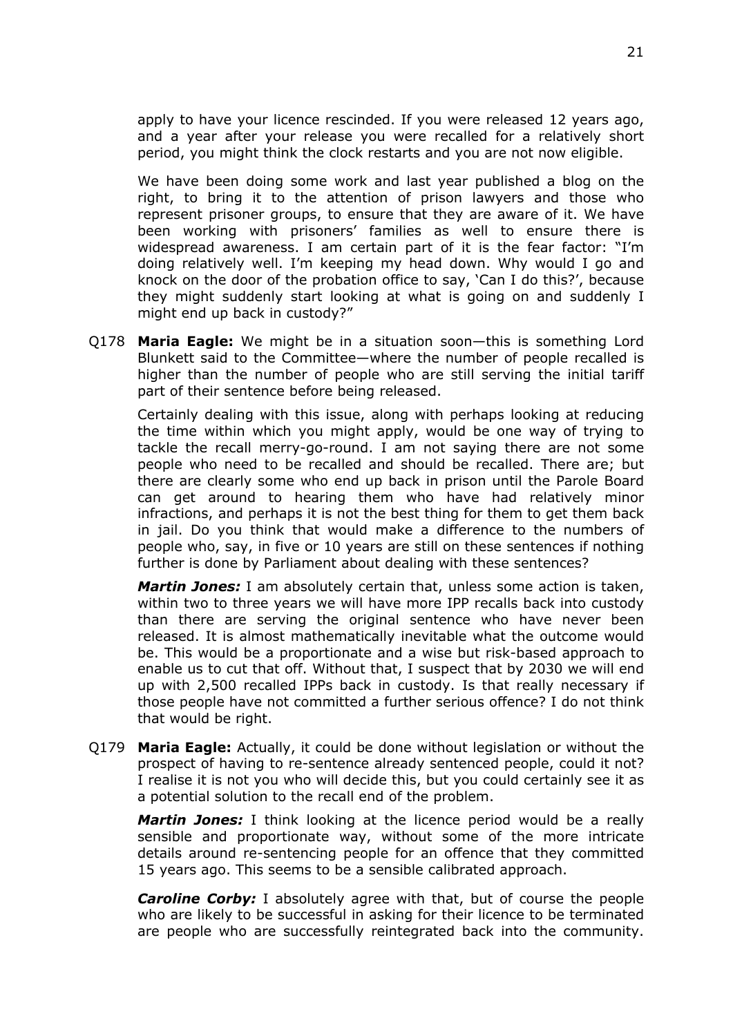apply to have your licence rescinded. If you were released 12 years ago, and a year after your release you were recalled for a relatively short period, you might think the clock restarts and you are not now eligible.

We have been doing some work and last year published a blog on the right, to bring it to the attention of prison lawyers and those who represent prisoner groups, to ensure that they are aware of it. We have been working with prisoners' families as well to ensure there is widespread awareness. I am certain part of it is the fear factor: "I'm doing relatively well. I'm keeping my head down. Why would I go and knock on the door of the probation office to say, 'Can I do this?', because they might suddenly start looking at what is going on and suddenly I might end up back in custody?"

Q178 **Maria Eagle:** We might be in a situation soon—this is something Lord Blunkett said to the Committee—where the number of people recalled is higher than the number of people who are still serving the initial tariff part of their sentence before being released.

Certainly dealing with this issue, along with perhaps looking at reducing the time within which you might apply, would be one way of trying to tackle the recall merry-go-round. I am not saying there are not some people who need to be recalled and should be recalled. There are; but there are clearly some who end up back in prison until the Parole Board can get around to hearing them who have had relatively minor infractions, and perhaps it is not the best thing for them to get them back in jail. Do you think that would make a difference to the numbers of people who, say, in five or 10 years are still on these sentences if nothing further is done by Parliament about dealing with these sentences?

***Martin Jones:*** I am absolutely certain that, unless some action is taken, within two to three years we will have more IPP recalls back into custody than there are serving the original sentence who have never been released. It is almost mathematically inevitable what the outcome would be. This would be a proportionate and a wise but risk-based approach to enable us to cut that off. Without that, I suspect that by 2030 we will end up with 2,500 recalled IPPs back in custody. Is that really necessary if those people have not committed a further serious offence? I do not think that would be right.

Q179 **Maria Eagle:** Actually, it could be done without legislation or without the prospect of having to re-sentence already sentenced people, could it not? I realise it is not you who will decide this, but you could certainly see it as a potential solution to the recall end of the problem.

***Martin Jones:*** I think looking at the licence period would be a really sensible and proportionate way, without some of the more intricate details around re-sentencing people for an offence that they committed 15 years ago. This seems to be a sensible calibrated approach.

***Caroline Corby:*** I absolutely agree with that, but of course the people who are likely to be successful in asking for their licence to be terminated are people who are successfully reintegrated back into the community.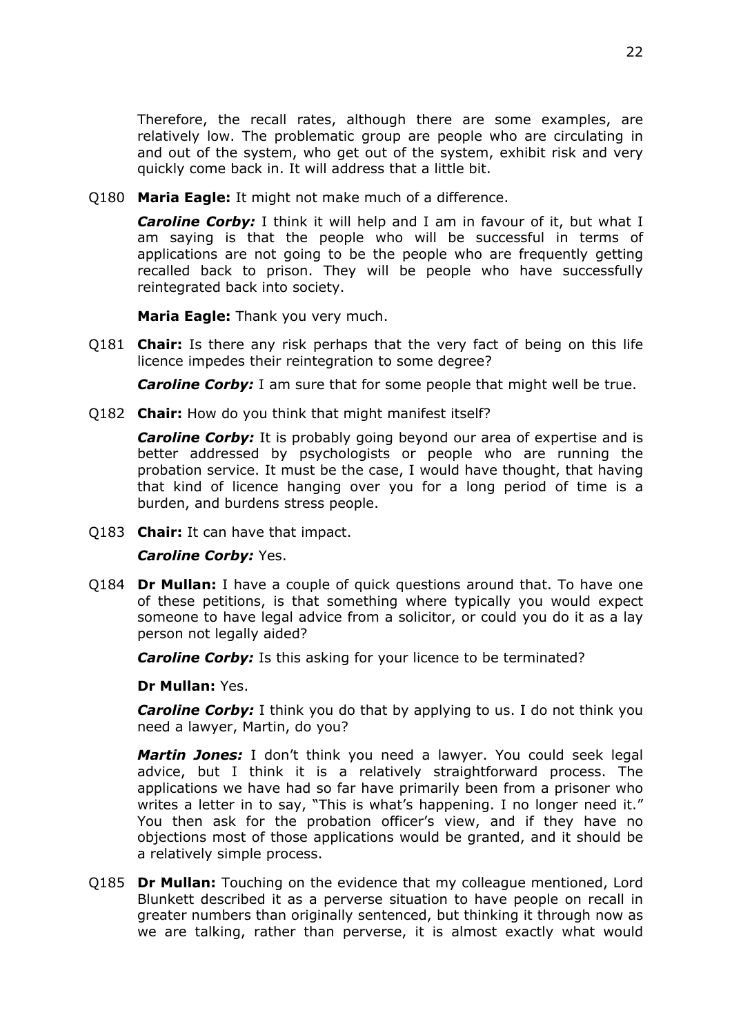Therefore, the recall rates, although there are some examples, are relatively low. The problematic group are people who are circulating in and out of the system, who get out of the system, exhibit risk and very quickly come back in. It will address that a little bit.

Q180 **Maria Eagle:** It might not make much of a difference.

***Caroline Corby:*** I think it will help and I am in favour of it, but what I am saying is that the people who will be successful in terms of applications are not going to be the people who are frequently getting recalled back to prison. They will be people who have successfully reintegrated back into society.

**Maria Eagle:** Thank you very much.

Q181 **Chair:** Is there any risk perhaps that the very fact of being on this life licence impedes their reintegration to some degree?

***Caroline Corby:*** I am sure that for some people that might well be true.

Q182 **Chair:** How do you think that might manifest itself?

***Caroline Corby:*** It is probably going beyond our area of expertise and is better addressed by psychologists or people who are running the probation service. It must be the case, I would have thought, that having that kind of licence hanging over you for a long period of time is a burden, and burdens stress people.

Q183 **Chair:** It can have that impact.

***Caroline Corby:*** Yes.

Q184 **Dr Mullan:** I have a couple of quick questions around that. To have one of these petitions, is that something where typically you would expect someone to have legal advice from a solicitor, or could you do it as a lay person not legally aided?

***Caroline Corby:*** Is this asking for your licence to be terminated?

**Dr Mullan:** Yes.

***Caroline Corby:*** I think you do that by applying to us. I do not think you need a lawyer, Martin, do you?

***Martin Jones:*** I don't think you need a lawyer. You could seek legal advice, but I think it is a relatively straightforward process. The applications we have had so far have primarily been from a prisoner who writes a letter in to say, "This is what's happening. I no longer need it." You then ask for the probation officer's view, and if they have no objections most of those applications would be granted, and it should be a relatively simple process.

Q185 **Dr Mullan:** Touching on the evidence that my colleague mentioned, Lord Blunkett described it as a perverse situation to have people on recall in greater numbers than originally sentenced, but thinking it through now as we are talking, rather than perverse, it is almost exactly what would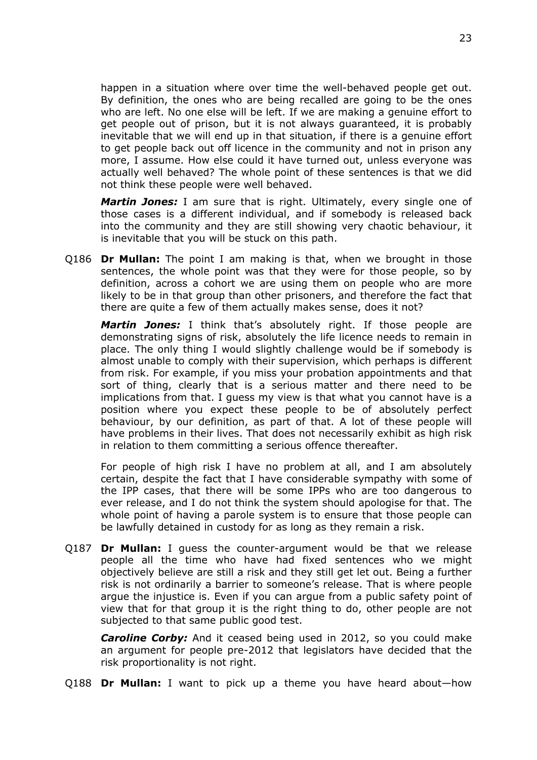happen in a situation where over time the well-behaved people get out. By definition, the ones who are being recalled are going to be the ones who are left. No one else will be left. If we are making a genuine effort to get people out of prison, but it is not always guaranteed, it is probably inevitable that we will end up in that situation, if there is a genuine effort to get people back out off licence in the community and not in prison any more, I assume. How else could it have turned out, unless everyone was actually well behaved? The whole point of these sentences is that we did not think these people were well behaved.

***Martin Jones:*** I am sure that is right. Ultimately, every single one of those cases is a different individual, and if somebody is released back into the community and they are still showing very chaotic behaviour, it is inevitable that you will be stuck on this path.

Q186 **Dr Mullan:** The point I am making is that, when we brought in those sentences, the whole point was that they were for those people, so by definition, across a cohort we are using them on people who are more likely to be in that group than other prisoners, and therefore the fact that there are quite a few of them actually makes sense, does it not?

***Martin Jones:*** I think that's absolutely right. If those people are demonstrating signs of risk, absolutely the life licence needs to remain in place. The only thing I would slightly challenge would be if somebody is almost unable to comply with their supervision, which perhaps is different from risk. For example, if you miss your probation appointments and that sort of thing, clearly that is a serious matter and there need to be implications from that. I guess my view is that what you cannot have is a position where you expect these people to be of absolutely perfect behaviour, by our definition, as part of that. A lot of these people will have problems in their lives. That does not necessarily exhibit as high risk in relation to them committing a serious offence thereafter.

For people of high risk I have no problem at all, and I am absolutely certain, despite the fact that I have considerable sympathy with some of the IPP cases, that there will be some IPPs who are too dangerous to ever release, and I do not think the system should apologise for that. The whole point of having a parole system is to ensure that those people can be lawfully detained in custody for as long as they remain a risk.

Q187 **Dr Mullan:** I guess the counter-argument would be that we release people all the time who have had fixed sentences who we might objectively believe are still a risk and they still get let out. Being a further risk is not ordinarily a barrier to someone's release. That is where people argue the injustice is. Even if you can argue from a public safety point of view that for that group it is the right thing to do, other people are not subjected to that same public good test.

***Caroline Corby:*** And it ceased being used in 2012, so you could make an argument for people pre-2012 that legislators have decided that the risk proportionality is not right.

Q188 **Dr Mullan:** I want to pick up a theme you have heard about—how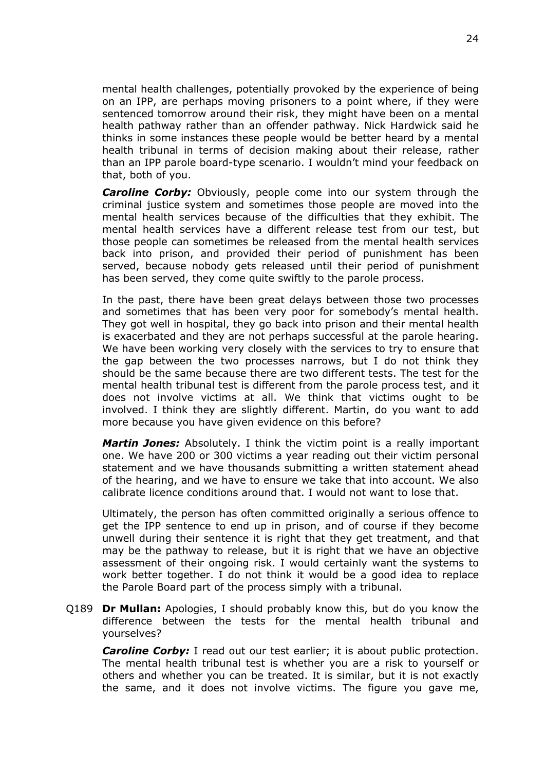mental health challenges, potentially provoked by the experience of being on an IPP, are perhaps moving prisoners to a point where, if they were sentenced tomorrow around their risk, they might have been on a mental health pathway rather than an offender pathway. Nick Hardwick said he thinks in some instances these people would be better heard by a mental health tribunal in terms of decision making about their release, rather than an IPP parole board-type scenario. I wouldn't mind your feedback on that, both of you.

***Caroline Corby:*** Obviously, people come into our system through the criminal justice system and sometimes those people are moved into the mental health services because of the difficulties that they exhibit. The mental health services have a different release test from our test, but those people can sometimes be released from the mental health services back into prison, and provided their period of punishment has been served, because nobody gets released until their period of punishment has been served, they come quite swiftly to the parole process.

In the past, there have been great delays between those two processes and sometimes that has been very poor for somebody's mental health. They got well in hospital, they go back into prison and their mental health is exacerbated and they are not perhaps successful at the parole hearing. We have been working very closely with the services to try to ensure that the gap between the two processes narrows, but I do not think they should be the same because there are two different tests. The test for the mental health tribunal test is different from the parole process test, and it does not involve victims at all. We think that victims ought to be involved. I think they are slightly different. Martin, do you want to add more because you have given evidence on this before?

***Martin Jones:*** Absolutely. I think the victim point is a really important one. We have 200 or 300 victims a year reading out their victim personal statement and we have thousands submitting a written statement ahead of the hearing, and we have to ensure we take that into account. We also calibrate licence conditions around that. I would not want to lose that.

Ultimately, the person has often committed originally a serious offence to get the IPP sentence to end up in prison, and of course if they become unwell during their sentence it is right that they get treatment, and that may be the pathway to release, but it is right that we have an objective assessment of their ongoing risk. I would certainly want the systems to work better together. I do not think it would be a good idea to replace the Parole Board part of the process simply with a tribunal.

Q189 **Dr Mullan:** Apologies, I should probably know this, but do you know the difference between the tests for the mental health tribunal and yourselves?

***Caroline Corby:*** I read out our test earlier; it is about public protection. The mental health tribunal test is whether you are a risk to yourself or others and whether you can be treated. It is similar, but it is not exactly the same, and it does not involve victims. The figure you gave me,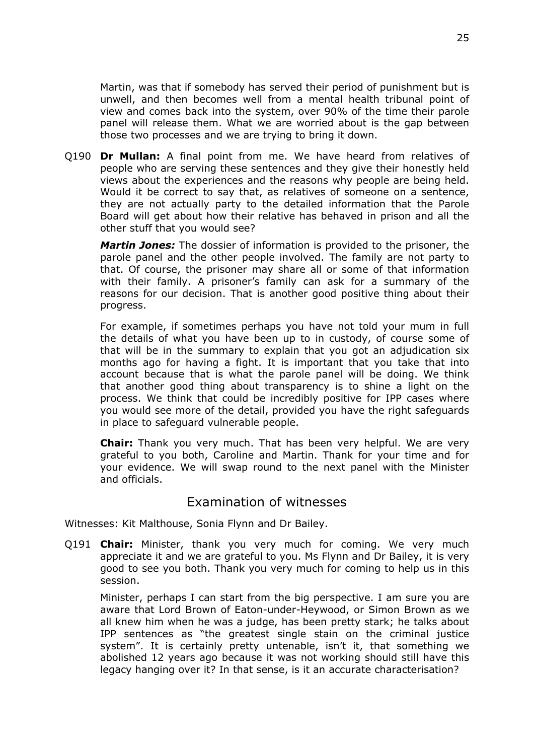Martin, was that if somebody has served their period of punishment but is unwell, and then becomes well from a mental health tribunal point of view and comes back into the system, over 90% of the time their parole panel will release them. What we are worried about is the gap between those two processes and we are trying to bring it down.

Q190 **Dr Mullan:** A final point from me. We have heard from relatives of people who are serving these sentences and they give their honestly held views about the experiences and the reasons why people are being held. Would it be correct to say that, as relatives of someone on a sentence, they are not actually party to the detailed information that the Parole Board will get about how their relative has behaved in prison and all the other stuff that you would see?

***Martin Jones:*** The dossier of information is provided to the prisoner, the parole panel and the other people involved. The family are not party to that. Of course, the prisoner may share all or some of that information with their family. A prisoner's family can ask for a summary of the reasons for our decision. That is another good positive thing about their progress.

For example, if sometimes perhaps you have not told your mum in full the details of what you have been up to in custody, of course some of that will be in the summary to explain that you got an adjudication six months ago for having a fight. It is important that you take that into account because that is what the parole panel will be doing. We think that another good thing about transparency is to shine a light on the process. We think that could be incredibly positive for IPP cases where you would see more of the detail, provided you have the right safeguards in place to safeguard vulnerable people.

**Chair:** Thank you very much. That has been very helpful. We are very grateful to you both, Caroline and Martin. Thank for your time and for your evidence. We will swap round to the next panel with the Minister and officials.

## Examination of witnesses

Witnesses: Kit Malthouse, Sonia Flynn and Dr Bailey.

Q191 **Chair:** Minister, thank you very much for coming. We very much appreciate it and we are grateful to you. Ms Flynn and Dr Bailey, it is very good to see you both. Thank you very much for coming to help us in this session.

Minister, perhaps I can start from the big perspective. I am sure you are aware that Lord Brown of Eaton-under-Heywood, or Simon Brown as we all knew him when he was a judge, has been pretty stark; he talks about IPP sentences as "the greatest single stain on the criminal justice system". It is certainly pretty untenable, isn't it, that something we abolished 12 years ago because it was not working should still have this legacy hanging over it? In that sense, is it an accurate characterisation?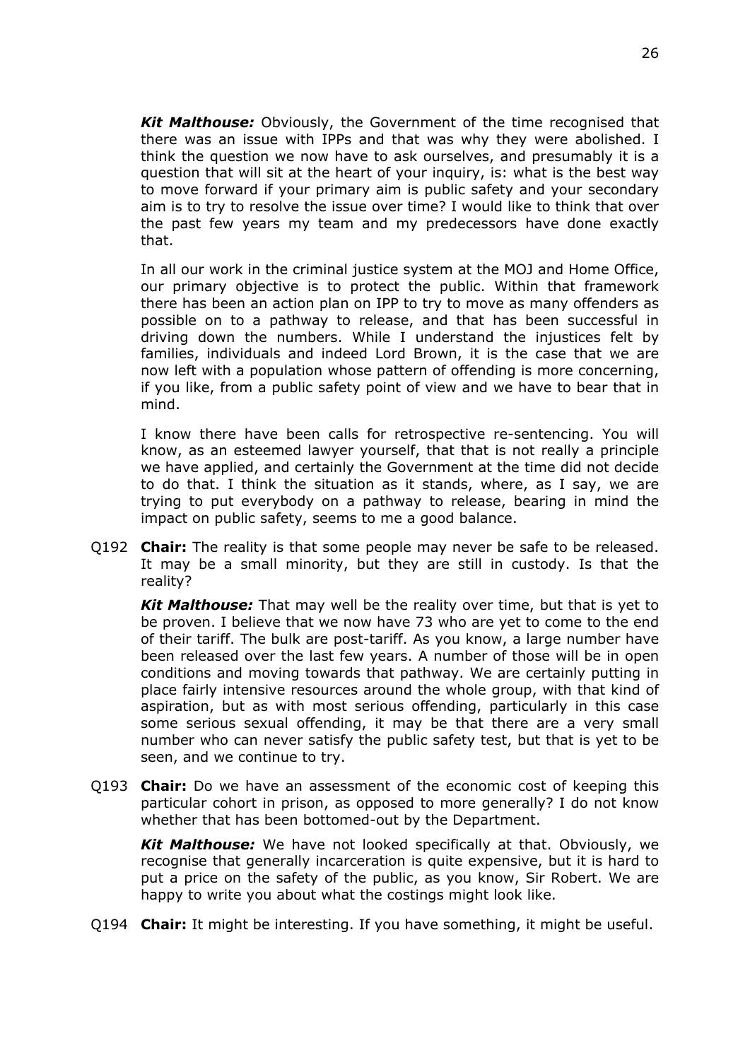***Kit Malthouse:*** Obviously, the Government of the time recognised that there was an issue with IPPs and that was why they were abolished. I think the question we now have to ask ourselves, and presumably it is a question that will sit at the heart of your inquiry, is: what is the best way to move forward if your primary aim is public safety and your secondary aim is to try to resolve the issue over time? I would like to think that over the past few years my team and my predecessors have done exactly that.

In all our work in the criminal justice system at the MOJ and Home Office, our primary objective is to protect the public. Within that framework there has been an action plan on IPP to try to move as many offenders as possible on to a pathway to release, and that has been successful in driving down the numbers. While I understand the injustices felt by families, individuals and indeed Lord Brown, it is the case that we are now left with a population whose pattern of offending is more concerning, if you like, from a public safety point of view and we have to bear that in mind.

I know there have been calls for retrospective re-sentencing. You will know, as an esteemed lawyer yourself, that that is not really a principle we have applied, and certainly the Government at the time did not decide to do that. I think the situation as it stands, where, as I say, we are trying to put everybody on a pathway to release, bearing in mind the impact on public safety, seems to me a good balance.

Q192 **Chair:** The reality is that some people may never be safe to be released. It may be a small minority, but they are still in custody. Is that the reality?

***Kit Malthouse:*** That may well be the reality over time, but that is yet to be proven. I believe that we now have 73 who are yet to come to the end of their tariff. The bulk are post-tariff. As you know, a large number have been released over the last few years. A number of those will be in open conditions and moving towards that pathway. We are certainly putting in place fairly intensive resources around the whole group, with that kind of aspiration, but as with most serious offending, particularly in this case some serious sexual offending, it may be that there are a very small number who can never satisfy the public safety test, but that is yet to be seen, and we continue to try.

Q193 **Chair:** Do we have an assessment of the economic cost of keeping this particular cohort in prison, as opposed to more generally? I do not know whether that has been bottomed-out by the Department.

***Kit Malthouse:*** We have not looked specifically at that. Obviously, we recognise that generally incarceration is quite expensive, but it is hard to put a price on the safety of the public, as you know, Sir Robert. We are happy to write you about what the costings might look like.

Q194 **Chair:** It might be interesting. If you have something, it might be useful.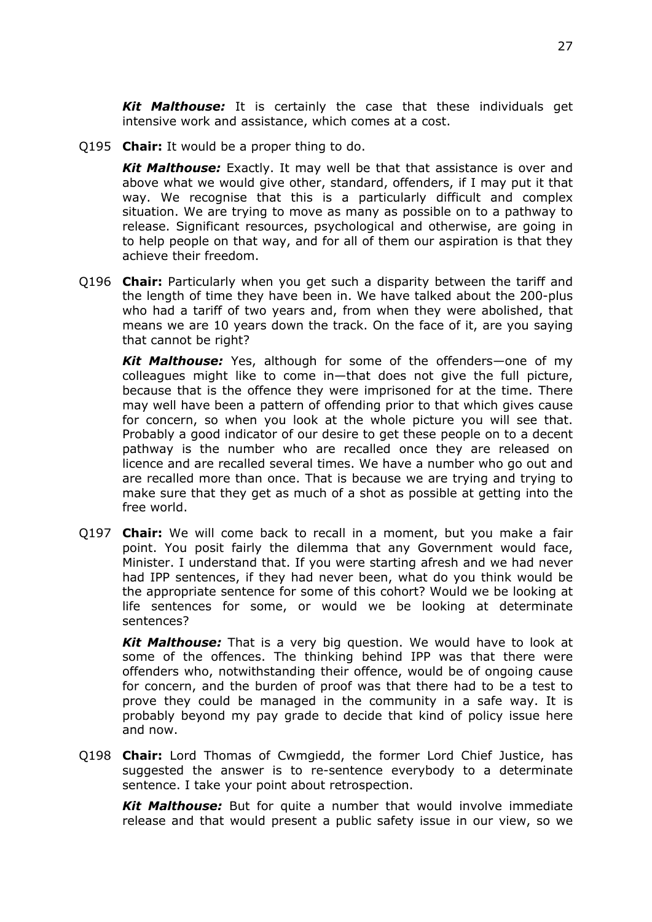***Kit Malthouse:*** It is certainly the case that these individuals get intensive work and assistance, which comes at a cost.

Q195 **Chair:** It would be a proper thing to do.

***Kit Malthouse:*** Exactly. It may well be that that assistance is over and above what we would give other, standard, offenders, if I may put it that way. We recognise that this is a particularly difficult and complex situation. We are trying to move as many as possible on to a pathway to release. Significant resources, psychological and otherwise, are going in to help people on that way, and for all of them our aspiration is that they achieve their freedom.

Q196 **Chair:** Particularly when you get such a disparity between the tariff and the length of time they have been in. We have talked about the 200-plus who had a tariff of two years and, from when they were abolished, that means we are 10 years down the track. On the face of it, are you saying that cannot be right?

***Kit Malthouse:*** Yes, although for some of the offenders—one of my colleagues might like to come in—that does not give the full picture, because that is the offence they were imprisoned for at the time. There may well have been a pattern of offending prior to that which gives cause for concern, so when you look at the whole picture you will see that. Probably a good indicator of our desire to get these people on to a decent pathway is the number who are recalled once they are released on licence and are recalled several times. We have a number who go out and are recalled more than once. That is because we are trying and trying to make sure that they get as much of a shot as possible at getting into the free world.

Q197 **Chair:** We will come back to recall in a moment, but you make a fair point. You posit fairly the dilemma that any Government would face, Minister. I understand that. If you were starting afresh and we had never had IPP sentences, if they had never been, what do you think would be the appropriate sentence for some of this cohort? Would we be looking at life sentences for some, or would we be looking at determinate sentences?

***Kit Malthouse:*** That is a very big question. We would have to look at some of the offences. The thinking behind IPP was that there were offenders who, notwithstanding their offence, would be of ongoing cause for concern, and the burden of proof was that there had to be a test to prove they could be managed in the community in a safe way. It is probably beyond my pay grade to decide that kind of policy issue here and now.

Q198 **Chair:** Lord Thomas of Cwmgiedd, the former Lord Chief Justice, has suggested the answer is to re-sentence everybody to a determinate sentence. I take your point about retrospection.

***Kit Malthouse:*** But for quite a number that would involve immediate release and that would present a public safety issue in our view, so we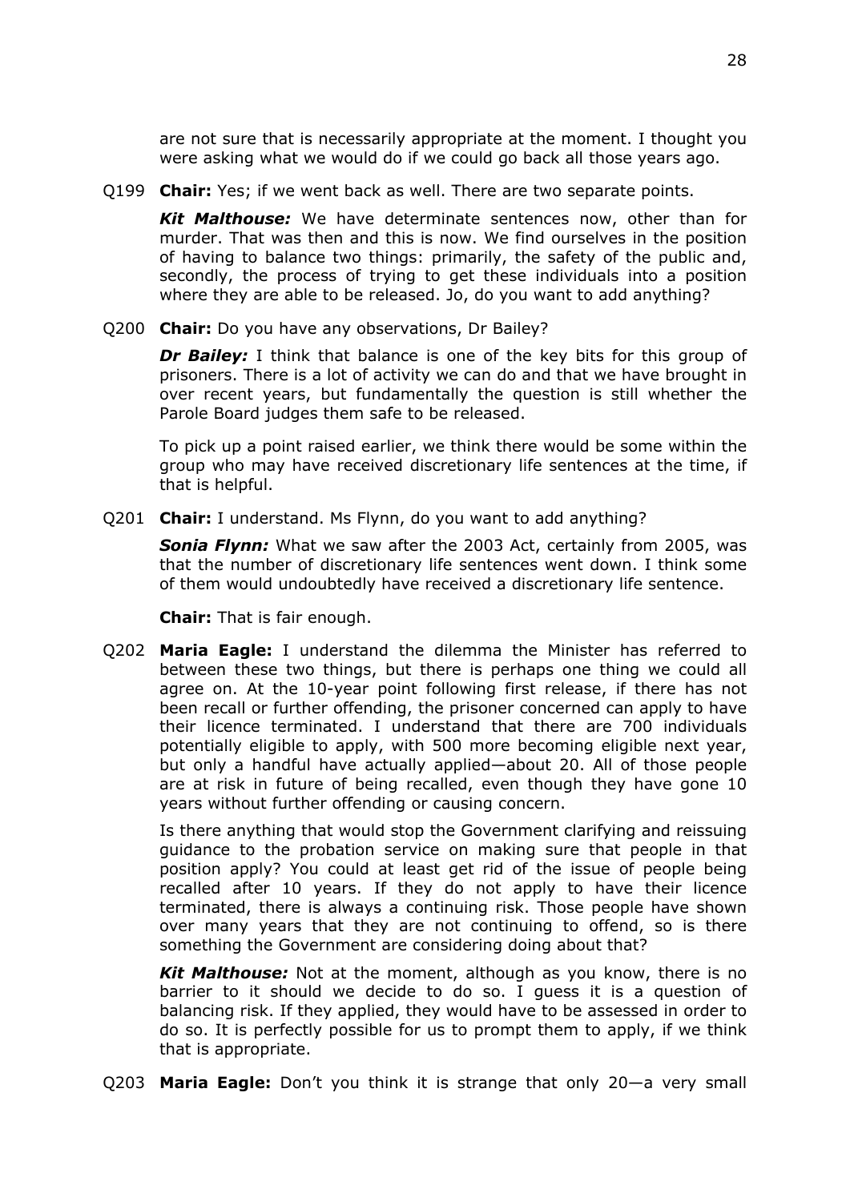are not sure that is necessarily appropriate at the moment. I thought you were asking what we would do if we could go back all those years ago.

Q199 **Chair:** Yes; if we went back as well. There are two separate points.

***Kit Malthouse:*** We have determinate sentences now, other than for murder. That was then and this is now. We find ourselves in the position of having to balance two things: primarily, the safety of the public and, secondly, the process of trying to get these individuals into a position where they are able to be released. Jo, do you want to add anything?

Q200 **Chair:** Do you have any observations, Dr Bailey?

***Dr Bailey:*** I think that balance is one of the key bits for this group of prisoners. There is a lot of activity we can do and that we have brought in over recent years, but fundamentally the question is still whether the Parole Board judges them safe to be released.

To pick up a point raised earlier, we think there would be some within the group who may have received discretionary life sentences at the time, if that is helpful.

Q201 **Chair:** I understand. Ms Flynn, do you want to add anything?

***Sonia Flynn:*** What we saw after the 2003 Act, certainly from 2005, was that the number of discretionary life sentences went down. I think some of them would undoubtedly have received a discretionary life sentence.

**Chair:** That is fair enough.

Q202 **Maria Eagle:** I understand the dilemma the Minister has referred to between these two things, but there is perhaps one thing we could all agree on. At the 10-year point following first release, if there has not been recall or further offending, the prisoner concerned can apply to have their licence terminated. I understand that there are 700 individuals potentially eligible to apply, with 500 more becoming eligible next year, but only a handful have actually applied—about 20. All of those people are at risk in future of being recalled, even though they have gone 10 years without further offending or causing concern.

Is there anything that would stop the Government clarifying and reissuing guidance to the probation service on making sure that people in that position apply? You could at least get rid of the issue of people being recalled after 10 years. If they do not apply to have their licence terminated, there is always a continuing risk. Those people have shown over many years that they are not continuing to offend, so is there something the Government are considering doing about that?

***Kit Malthouse:*** Not at the moment, although as you know, there is no barrier to it should we decide to do so. I guess it is a question of balancing risk. If they applied, they would have to be assessed in order to do so. It is perfectly possible for us to prompt them to apply, if we think that is appropriate.

Q203 **Maria Eagle:** Don't you think it is strange that only 20—a very small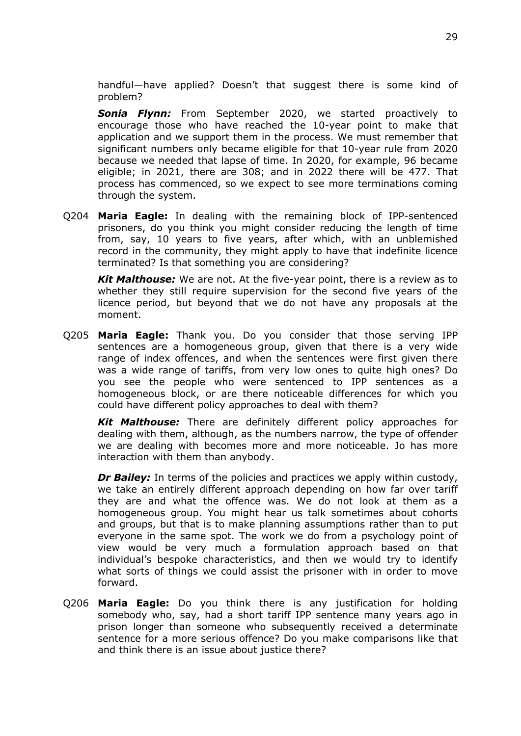handful—have applied? Doesn't that suggest there is some kind of problem?

***Sonia Flynn:*** From September 2020, we started proactively to encourage those who have reached the 10-year point to make that application and we support them in the process. We must remember that significant numbers only became eligible for that 10-year rule from 2020 because we needed that lapse of time. In 2020, for example, 96 became eligible; in 2021, there are 308; and in 2022 there will be 477. That process has commenced, so we expect to see more terminations coming through the system.

Q204 **Maria Eagle:** In dealing with the remaining block of IPP-sentenced prisoners, do you think you might consider reducing the length of time from, say, 10 years to five years, after which, with an unblemished record in the community, they might apply to have that indefinite licence terminated? Is that something you are considering?

***Kit Malthouse:*** We are not. At the five-year point, there is a review as to whether they still require supervision for the second five years of the licence period, but beyond that we do not have any proposals at the moment.

Q205 **Maria Eagle:** Thank you. Do you consider that those serving IPP sentences are a homogeneous group, given that there is a very wide range of index offences, and when the sentences were first given there was a wide range of tariffs, from very low ones to quite high ones? Do you see the people who were sentenced to IPP sentences as a homogeneous block, or are there noticeable differences for which you could have different policy approaches to deal with them?

***Kit Malthouse:*** There are definitely different policy approaches for dealing with them, although, as the numbers narrow, the type of offender we are dealing with becomes more and more noticeable. Jo has more interaction with them than anybody.

***Dr Bailey:*** In terms of the policies and practices we apply within custody, we take an entirely different approach depending on how far over tariff they are and what the offence was. We do not look at them as a homogeneous group. You might hear us talk sometimes about cohorts and groups, but that is to make planning assumptions rather than to put everyone in the same spot. The work we do from a psychology point of view would be very much a formulation approach based on that individual's bespoke characteristics, and then we would try to identify what sorts of things we could assist the prisoner with in order to move forward.

Q206 **Maria Eagle:** Do you think there is any justification for holding somebody who, say, had a short tariff IPP sentence many years ago in prison longer than someone who subsequently received a determinate sentence for a more serious offence? Do you make comparisons like that and think there is an issue about justice there?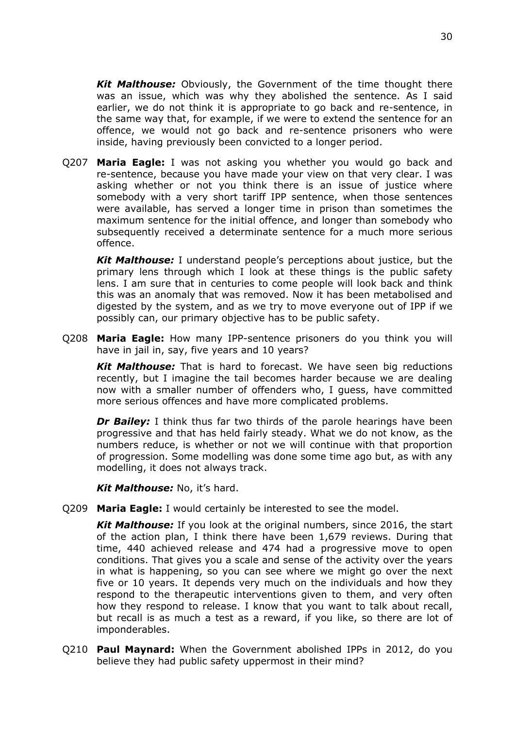***Kit Malthouse:*** Obviously, the Government of the time thought there was an issue, which was why they abolished the sentence. As I said earlier, we do not think it is appropriate to go back and re-sentence, in the same way that, for example, if we were to extend the sentence for an offence, we would not go back and re-sentence prisoners who were inside, having previously been convicted to a longer period.

Q207 **Maria Eagle:** I was not asking you whether you would go back and re-sentence, because you have made your view on that very clear. I was asking whether or not you think there is an issue of justice where somebody with a very short tariff IPP sentence, when those sentences were available, has served a longer time in prison than sometimes the maximum sentence for the initial offence, and longer than somebody who subsequently received a determinate sentence for a much more serious offence.

***Kit Malthouse:*** I understand people's perceptions about justice, but the primary lens through which I look at these things is the public safety lens. I am sure that in centuries to come people will look back and think this was an anomaly that was removed. Now it has been metabolised and digested by the system, and as we try to move everyone out of IPP if we possibly can, our primary objective has to be public safety.

Q208 **Maria Eagle:** How many IPP-sentence prisoners do you think you will have in jail in, say, five years and 10 years?

***Kit Malthouse:*** That is hard to forecast. We have seen big reductions recently, but I imagine the tail becomes harder because we are dealing now with a smaller number of offenders who, I guess, have committed more serious offences and have more complicated problems.

***Dr Bailey:*** I think thus far two thirds of the parole hearings have been progressive and that has held fairly steady. What we do not know, as the numbers reduce, is whether or not we will continue with that proportion of progression. Some modelling was done some time ago but, as with any modelling, it does not always track.

***Kit Malthouse:*** No, it's hard.

Q209 **Maria Eagle:** I would certainly be interested to see the model.

***Kit Malthouse:*** If you look at the original numbers, since 2016, the start of the action plan, I think there have been 1,679 reviews. During that time, 440 achieved release and 474 had a progressive move to open conditions. That gives you a scale and sense of the activity over the years in what is happening, so you can see where we might go over the next five or 10 years. It depends very much on the individuals and how they respond to the therapeutic interventions given to them, and very often how they respond to release. I know that you want to talk about recall, but recall is as much a test as a reward, if you like, so there are lot of imponderables.

Q210 **Paul Maynard:** When the Government abolished IPPs in 2012, do you believe they had public safety uppermost in their mind?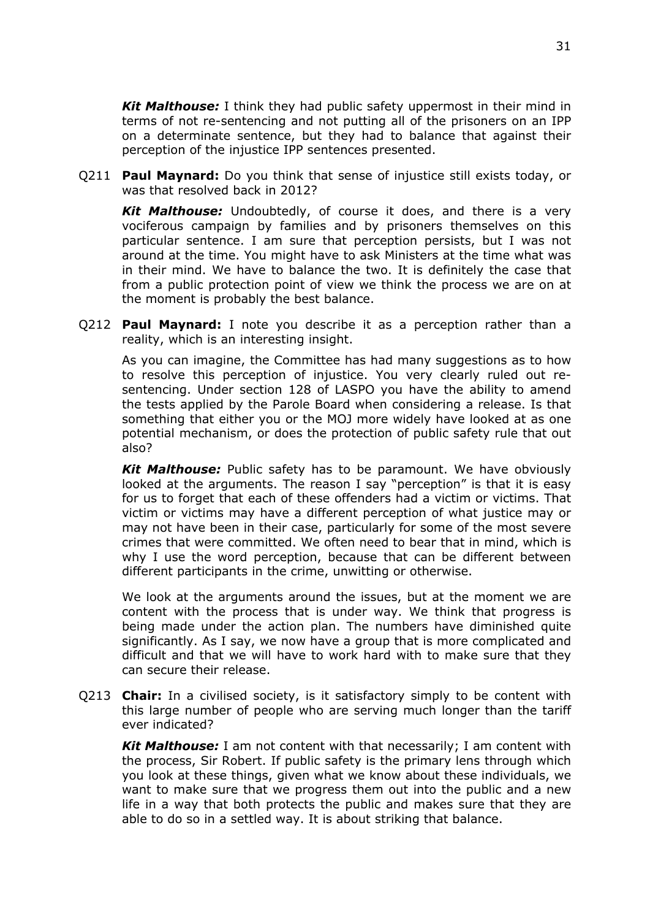***Kit Malthouse:*** I think they had public safety uppermost in their mind in terms of not re-sentencing and not putting all of the prisoners on an IPP on a determinate sentence, but they had to balance that against their perception of the injustice IPP sentences presented.

Q211 **Paul Maynard:** Do you think that sense of injustice still exists today, or was that resolved back in 2012?

***Kit Malthouse:*** Undoubtedly, of course it does, and there is a very vociferous campaign by families and by prisoners themselves on this particular sentence. I am sure that perception persists, but I was not around at the time. You might have to ask Ministers at the time what was in their mind. We have to balance the two. It is definitely the case that from a public protection point of view we think the process we are on at the moment is probably the best balance.

Q212 **Paul Maynard:** I note you describe it as a perception rather than a reality, which is an interesting insight.

As you can imagine, the Committee has had many suggestions as to how to resolve this perception of injustice. You very clearly ruled out re-sentencing. Under section 128 of LASPO you have the ability to amend the tests applied by the Parole Board when considering a release. Is that something that either you or the MOJ more widely have looked at as one potential mechanism, or does the protection of public safety rule that out also?

***Kit Malthouse:*** Public safety has to be paramount. We have obviously looked at the arguments. The reason I say "perception" is that it is easy for us to forget that each of these offenders had a victim or victims. That victim or victims may have a different perception of what justice may or may not have been in their case, particularly for some of the most severe crimes that were committed. We often need to bear that in mind, which is why I use the word perception, because that can be different between different participants in the crime, unwitting or otherwise.

We look at the arguments around the issues, but at the moment we are content with the process that is under way. We think that progress is being made under the action plan. The numbers have diminished quite significantly. As I say, we now have a group that is more complicated and difficult and that we will have to work hard with to make sure that they can secure their release.

Q213 **Chair:** In a civilised society, is it satisfactory simply to be content with this large number of people who are serving much longer than the tariff ever indicated?

***Kit Malthouse:*** I am not content with that necessarily; I am content with the process, Sir Robert. If public safety is the primary lens through which you look at these things, given what we know about these individuals, we want to make sure that we progress them out into the public and a new life in a way that both protects the public and makes sure that they are able to do so in a settled way. It is about striking that balance.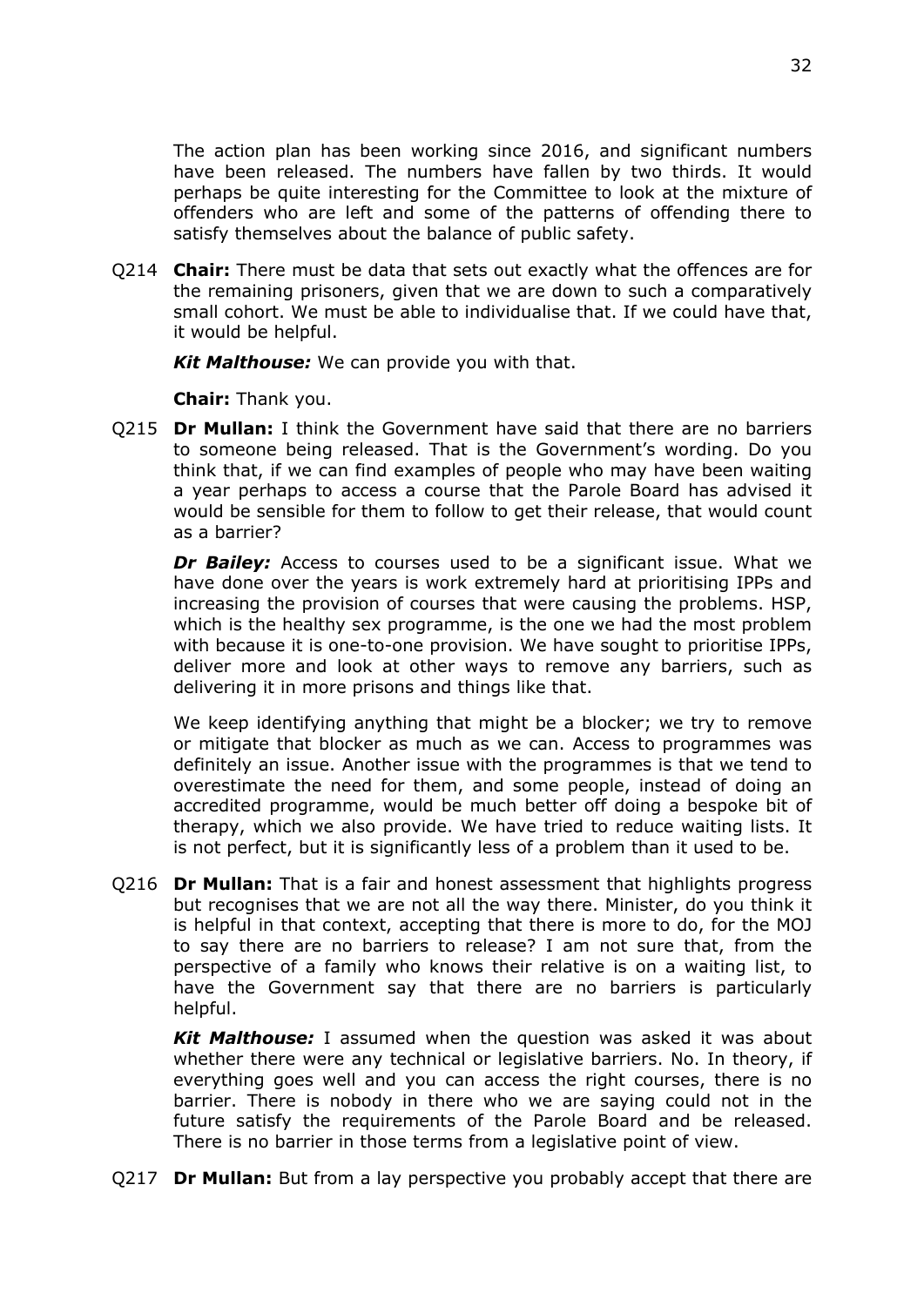The action plan has been working since 2016, and significant numbers have been released. The numbers have fallen by two thirds. It would perhaps be quite interesting for the Committee to look at the mixture of offenders who are left and some of the patterns of offending there to satisfy themselves about the balance of public safety.

Q214 **Chair:** There must be data that sets out exactly what the offences are for the remaining prisoners, given that we are down to such a comparatively small cohort. We must be able to individualise that. If we could have that, it would be helpful.

***Kit Malthouse:*** We can provide you with that.

**Chair:** Thank you.

Q215 **Dr Mullan:** I think the Government have said that there are no barriers to someone being released. That is the Government's wording. Do you think that, if we can find examples of people who may have been waiting a year perhaps to access a course that the Parole Board has advised it would be sensible for them to follow to get their release, that would count as a barrier?

***Dr Bailey:*** Access to courses used to be a significant issue. What we have done over the years is work extremely hard at prioritising IPPs and increasing the provision of courses that were causing the problems. HSP, which is the healthy sex programme, is the one we had the most problem with because it is one-to-one provision. We have sought to prioritise IPPs, deliver more and look at other ways to remove any barriers, such as delivering it in more prisons and things like that.

We keep identifying anything that might be a blocker; we try to remove or mitigate that blocker as much as we can. Access to programmes was definitely an issue. Another issue with the programmes is that we tend to overestimate the need for them, and some people, instead of doing an accredited programme, would be much better off doing a bespoke bit of therapy, which we also provide. We have tried to reduce waiting lists. It is not perfect, but it is significantly less of a problem than it used to be.

Q216 **Dr Mullan:** That is a fair and honest assessment that highlights progress but recognises that we are not all the way there. Minister, do you think it is helpful in that context, accepting that there is more to do, for the MOJ to say there are no barriers to release? I am not sure that, from the perspective of a family who knows their relative is on a waiting list, to have the Government say that there are no barriers is particularly helpful.

***Kit Malthouse:*** I assumed when the question was asked it was about whether there were any technical or legislative barriers. No. In theory, if everything goes well and you can access the right courses, there is no barrier. There is nobody in there who we are saying could not in the future satisfy the requirements of the Parole Board and be released. There is no barrier in those terms from a legislative point of view.

Q217 **Dr Mullan:** But from a lay perspective you probably accept that there are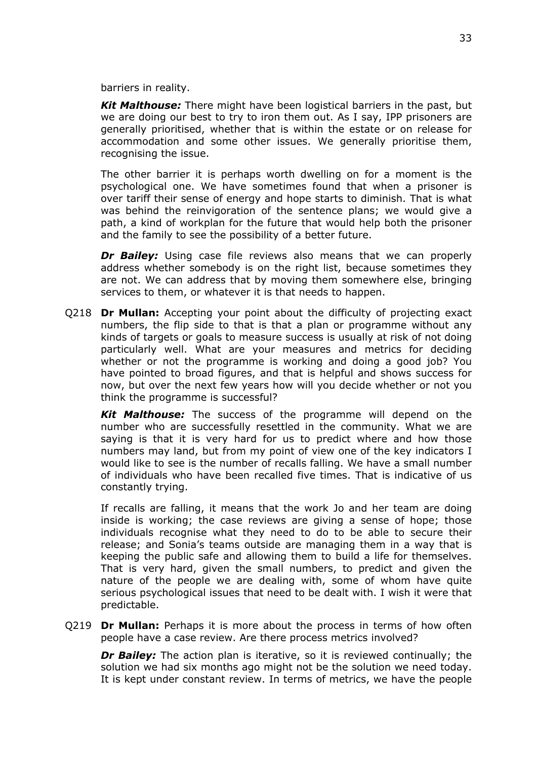barriers in reality.

***Kit Malthouse:*** There might have been logistical barriers in the past, but we are doing our best to try to iron them out. As I say, IPP prisoners are generally prioritised, whether that is within the estate or on release for accommodation and some other issues. We generally prioritise them, recognising the issue.

The other barrier it is perhaps worth dwelling on for a moment is the psychological one. We have sometimes found that when a prisoner is over tariff their sense of energy and hope starts to diminish. That is what was behind the reinvigoration of the sentence plans; we would give a path, a kind of workplan for the future that would help both the prisoner and the family to see the possibility of a better future.

***Dr Bailey:*** Using case file reviews also means that we can properly address whether somebody is on the right list, because sometimes they are not. We can address that by moving them somewhere else, bringing services to them, or whatever it is that needs to happen.

Q218 **Dr Mullan:** Accepting your point about the difficulty of projecting exact numbers, the flip side to that is that a plan or programme without any kinds of targets or goals to measure success is usually at risk of not doing particularly well. What are your measures and metrics for deciding whether or not the programme is working and doing a good job? You have pointed to broad figures, and that is helpful and shows success for now, but over the next few years how will you decide whether or not you think the programme is successful?

***Kit Malthouse:*** The success of the programme will depend on the number who are successfully resettled in the community. What we are saying is that it is very hard for us to predict where and how those numbers may land, but from my point of view one of the key indicators I would like to see is the number of recalls falling. We have a small number of individuals who have been recalled five times. That is indicative of us constantly trying.

If recalls are falling, it means that the work Jo and her team are doing inside is working; the case reviews are giving a sense of hope; those individuals recognise what they need to do to be able to secure their release; and Sonia's teams outside are managing them in a way that is keeping the public safe and allowing them to build a life for themselves. That is very hard, given the small numbers, to predict and given the nature of the people we are dealing with, some of whom have quite serious psychological issues that need to be dealt with. I wish it were that predictable.

Q219 **Dr Mullan:** Perhaps it is more about the process in terms of how often people have a case review. Are there process metrics involved?

***Dr Bailey:*** The action plan is iterative, so it is reviewed continually; the solution we had six months ago might not be the solution we need today. It is kept under constant review. In terms of metrics, we have the people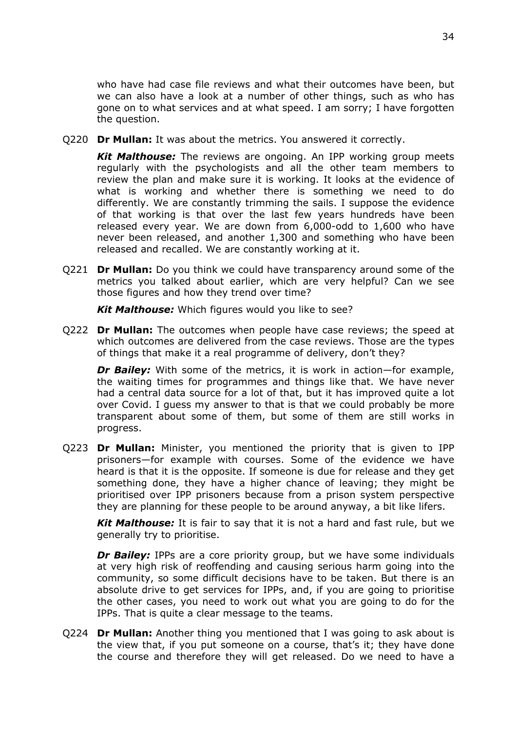who have had case file reviews and what their outcomes have been, but we can also have a look at a number of other things, such as who has gone on to what services and at what speed. I am sorry; I have forgotten the question.

Q220 **Dr Mullan:** It was about the metrics. You answered it correctly.

***Kit Malthouse:*** The reviews are ongoing. An IPP working group meets regularly with the psychologists and all the other team members to review the plan and make sure it is working. It looks at the evidence of what is working and whether there is something we need to do differently. We are constantly trimming the sails. I suppose the evidence of that working is that over the last few years hundreds have been released every year. We are down from 6,000-odd to 1,600 who have never been released, and another 1,300 and something who have been released and recalled. We are constantly working at it.

Q221 **Dr Mullan:** Do you think we could have transparency around some of the metrics you talked about earlier, which are very helpful? Can we see those figures and how they trend over time?

***Kit Malthouse:*** Which figures would you like to see?

Q222 **Dr Mullan:** The outcomes when people have case reviews; the speed at which outcomes are delivered from the case reviews. Those are the types of things that make it a real programme of delivery, don't they?

***Dr Bailey:*** With some of the metrics, it is work in action—for example, the waiting times for programmes and things like that. We have never had a central data source for a lot of that, but it has improved quite a lot over Covid. I guess my answer to that is that we could probably be more transparent about some of them, but some of them are still works in progress.

Q223 **Dr Mullan:** Minister, you mentioned the priority that is given to IPP prisoners—for example with courses. Some of the evidence we have heard is that it is the opposite. If someone is due for release and they get something done, they have a higher chance of leaving; they might be prioritised over IPP prisoners because from a prison system perspective they are planning for these people to be around anyway, a bit like lifers.

***Kit Malthouse:*** It is fair to say that it is not a hard and fast rule, but we generally try to prioritise.

***Dr Bailey:*** IPPs are a core priority group, but we have some individuals at very high risk of reoffending and causing serious harm going into the community, so some difficult decisions have to be taken. But there is an absolute drive to get services for IPPs, and, if you are going to prioritise the other cases, you need to work out what you are going to do for the IPPs. That is quite a clear message to the teams.

Q224 **Dr Mullan:** Another thing you mentioned that I was going to ask about is the view that, if you put someone on a course, that's it; they have done the course and therefore they will get released. Do we need to have a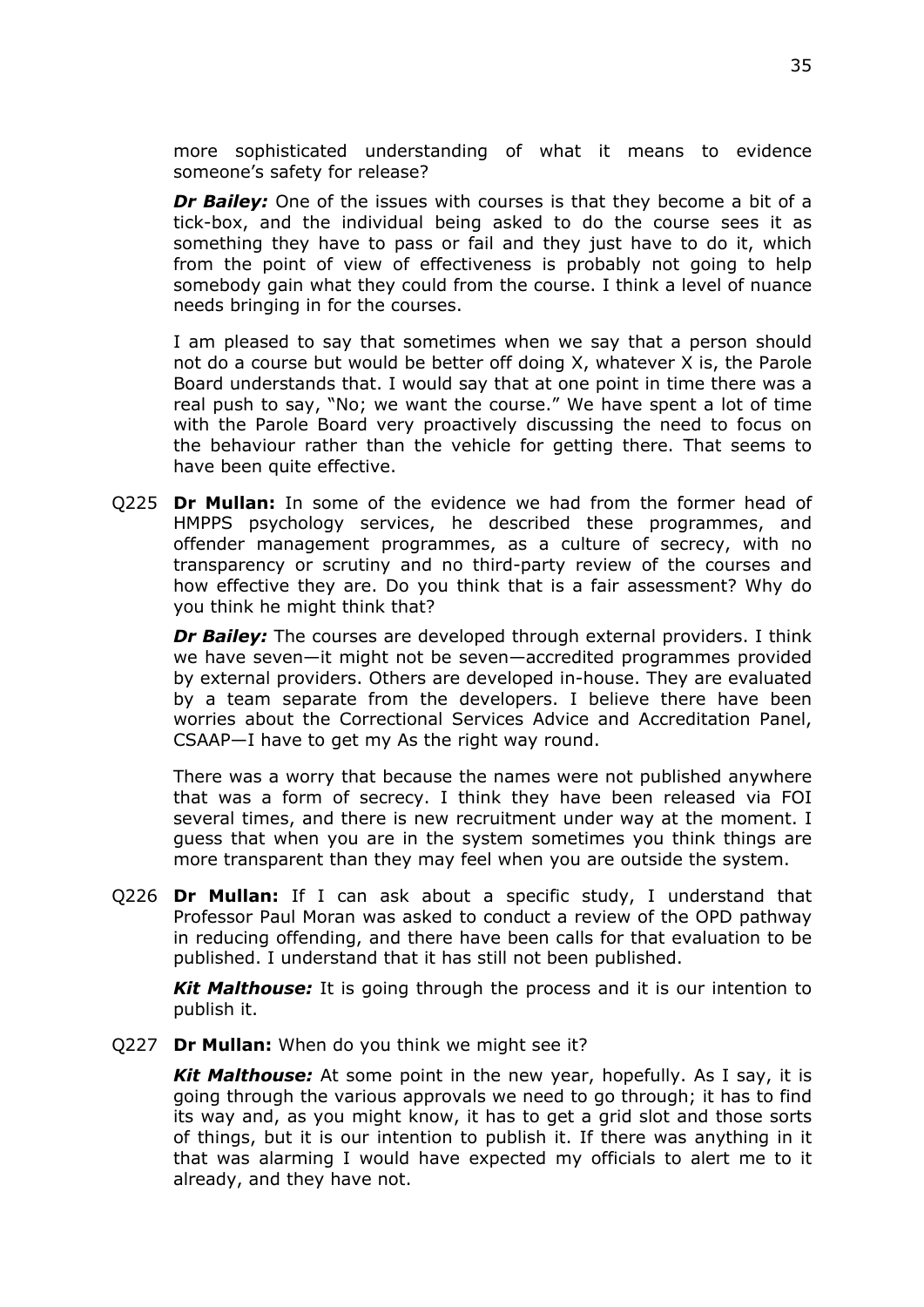more sophisticated understanding of what it means to evidence someone's safety for release?

***Dr Bailey:*** One of the issues with courses is that they become a bit of a tick-box, and the individual being asked to do the course sees it as something they have to pass or fail and they just have to do it, which from the point of view of effectiveness is probably not going to help somebody gain what they could from the course. I think a level of nuance needs bringing in for the courses.

I am pleased to say that sometimes when we say that a person should not do a course but would be better off doing X, whatever X is, the Parole Board understands that. I would say that at one point in time there was a real push to say, "No; we want the course." We have spent a lot of time with the Parole Board very proactively discussing the need to focus on the behaviour rather than the vehicle for getting there. That seems to have been quite effective.

Q225 **Dr Mullan:** In some of the evidence we had from the former head of HMPPS psychology services, he described these programmes, and offender management programmes, as a culture of secrecy, with no transparency or scrutiny and no third-party review of the courses and how effective they are. Do you think that is a fair assessment? Why do you think he might think that?

***Dr Bailey:*** The courses are developed through external providers. I think we have seven—it might not be seven—accredited programmes provided by external providers. Others are developed in-house. They are evaluated by a team separate from the developers. I believe there have been worries about the Correctional Services Advice and Accreditation Panel, CSAAP—I have to get my As the right way round.

There was a worry that because the names were not published anywhere that was a form of secrecy. I think they have been released via FOI several times, and there is new recruitment under way at the moment. I guess that when you are in the system sometimes you think things are more transparent than they may feel when you are outside the system.

Q226 **Dr Mullan:** If I can ask about a specific study, I understand that Professor Paul Moran was asked to conduct a review of the OPD pathway in reducing offending, and there have been calls for that evaluation to be published. I understand that it has still not been published.

***Kit Malthouse:*** It is going through the process and it is our intention to publish it.

Q227 **Dr Mullan:** When do you think we might see it?

***Kit Malthouse:*** At some point in the new year, hopefully. As I say, it is going through the various approvals we need to go through; it has to find its way and, as you might know, it has to get a grid slot and those sorts of things, but it is our intention to publish it. If there was anything in it that was alarming I would have expected my officials to alert me to it already, and they have not.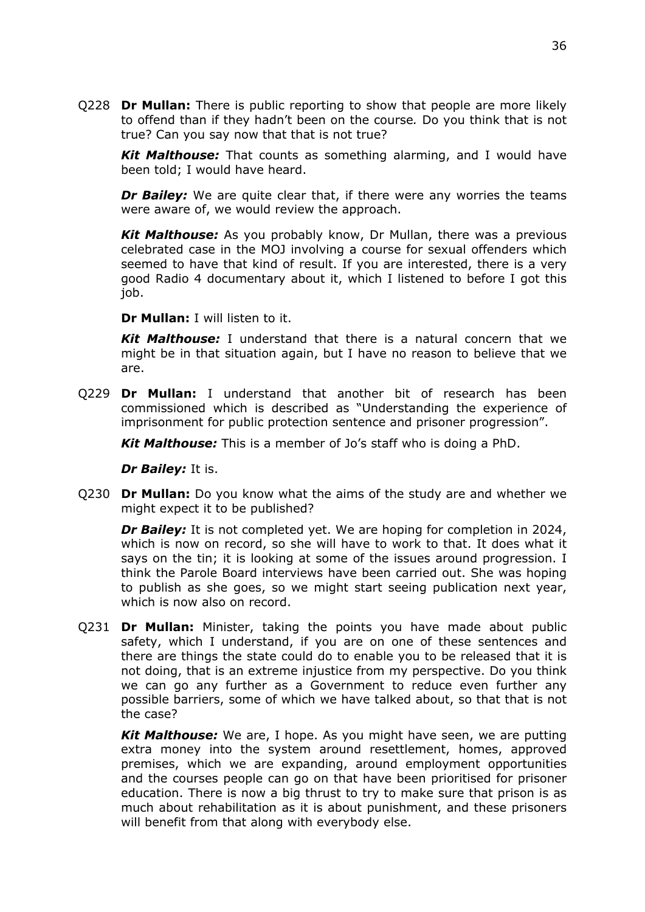Q228 **Dr Mullan:** There is public reporting to show that people are more likely to offend than if they hadn't been on the course. Do you think that is not true? Can you say now that that is not true?

***Kit Malthouse:*** That counts as something alarming, and I would have been told; I would have heard.

***Dr Bailey:*** We are quite clear that, if there were any worries the teams were aware of, we would review the approach.

***Kit Malthouse:*** As you probably know, Dr Mullan, there was a previous celebrated case in the MOJ involving a course for sexual offenders which seemed to have that kind of result. If you are interested, there is a very good Radio 4 documentary about it, which I listened to before I got this job.

**Dr Mullan:** I will listen to it.

***Kit Malthouse:*** I understand that there is a natural concern that we might be in that situation again, but I have no reason to believe that we are.

Q229 **Dr Mullan:** I understand that another bit of research has been commissioned which is described as "Understanding the experience of imprisonment for public protection sentence and prisoner progression".

***Kit Malthouse:*** This is a member of Jo's staff who is doing a PhD.

***Dr Bailey:*** It is.

Q230 **Dr Mullan:** Do you know what the aims of the study are and whether we might expect it to be published?

***Dr Bailey:*** It is not completed yet. We are hoping for completion in 2024, which is now on record, so she will have to work to that. It does what it says on the tin; it is looking at some of the issues around progression. I think the Parole Board interviews have been carried out. She was hoping to publish as she goes, so we might start seeing publication next year, which is now also on record.

Q231 **Dr Mullan:** Minister, taking the points you have made about public safety, which I understand, if you are on one of these sentences and there are things the state could do to enable you to be released that it is not doing, that is an extreme injustice from my perspective. Do you think we can go any further as a Government to reduce even further any possible barriers, some of which we have talked about, so that that is not the case?

***Kit Malthouse:*** We are, I hope. As you might have seen, we are putting extra money into the system around resettlement, homes, approved premises, which we are expanding, around employment opportunities and the courses people can go on that have been prioritised for prisoner education. There is now a big thrust to try to make sure that prison is as much about rehabilitation as it is about punishment, and these prisoners will benefit from that along with everybody else.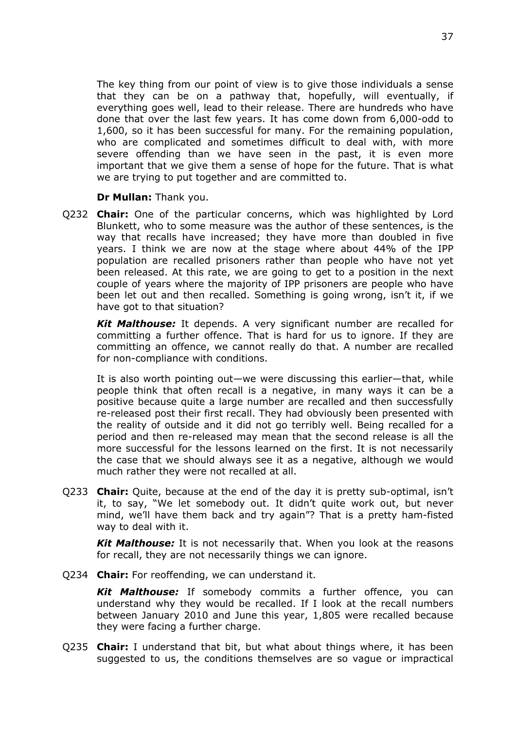The key thing from our point of view is to give those individuals a sense that they can be on a pathway that, hopefully, will eventually, if everything goes well, lead to their release. There are hundreds who have done that over the last few years. It has come down from 6,000-odd to 1,600, so it has been successful for many. For the remaining population, who are complicated and sometimes difficult to deal with, with more severe offending than we have seen in the past, it is even more important that we give them a sense of hope for the future. That is what we are trying to put together and are committed to.

**Dr Mullan:** Thank you.

Q232 **Chair:** One of the particular concerns, which was highlighted by Lord Blunkett, who to some measure was the author of these sentences, is the way that recalls have increased; they have more than doubled in five years. I think we are now at the stage where about 44% of the IPP population are recalled prisoners rather than people who have not yet been released. At this rate, we are going to get to a position in the next couple of years where the majority of IPP prisoners are people who have been let out and then recalled. Something is going wrong, isn't it, if we have got to that situation?

***Kit Malthouse:*** It depends. A very significant number are recalled for committing a further offence. That is hard for us to ignore. If they are committing an offence, we cannot really do that. A number are recalled for non-compliance with conditions.

It is also worth pointing out—we were discussing this earlier—that, while people think that often recall is a negative, in many ways it can be a positive because quite a large number are recalled and then successfully re-released post their first recall. They had obviously been presented with the reality of outside and it did not go terribly well. Being recalled for a period and then re-released may mean that the second release is all the more successful for the lessons learned on the first. It is not necessarily the case that we should always see it as a negative, although we would much rather they were not recalled at all.

Q233 **Chair:** Quite, because at the end of the day it is pretty sub-optimal, isn't it, to say, "We let somebody out. It didn't quite work out, but never mind, we'll have them back and try again"? That is a pretty ham-fisted way to deal with it.

***Kit Malthouse:*** It is not necessarily that. When you look at the reasons for recall, they are not necessarily things we can ignore.

Q234 **Chair:** For reoffending, we can understand it.

***Kit Malthouse:*** If somebody commits a further offence, you can understand why they would be recalled. If I look at the recall numbers between January 2010 and June this year, 1,805 were recalled because they were facing a further charge.

Q235 **Chair:** I understand that bit, but what about things where, it has been suggested to us, the conditions themselves are so vague or impractical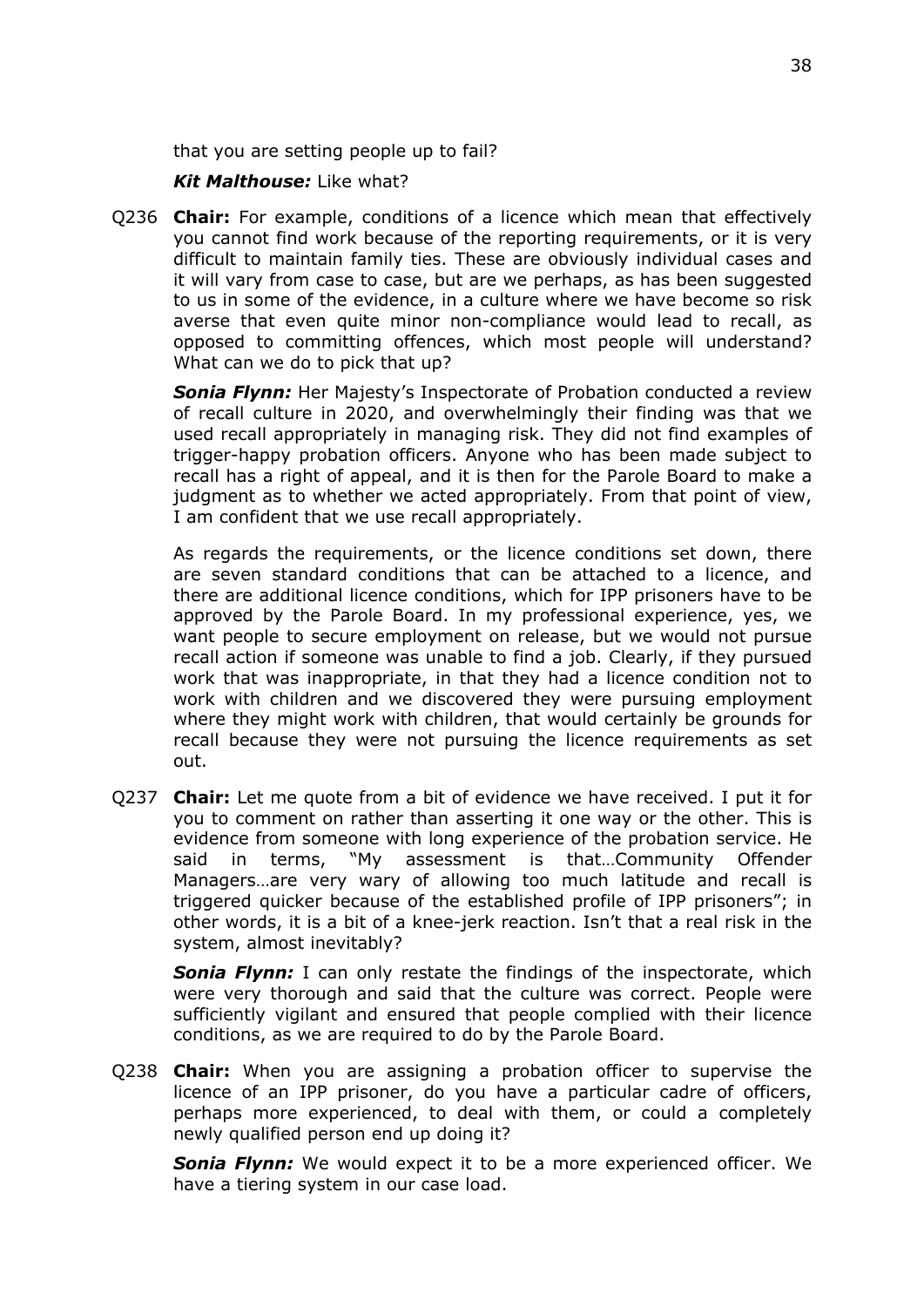that you are setting people up to fail?

***Kit Malthouse:*** Like what?

Q236 **Chair:** For example, conditions of a licence which mean that effectively you cannot find work because of the reporting requirements, or it is very difficult to maintain family ties. These are obviously individual cases and it will vary from case to case, but are we perhaps, as has been suggested to us in some of the evidence, in a culture where we have become so risk averse that even quite minor non-compliance would lead to recall, as opposed to committing offences, which most people will understand? What can we do to pick that up?

***Sonia Flynn:*** Her Majesty's Inspectorate of Probation conducted a review of recall culture in 2020, and overwhelmingly their finding was that we used recall appropriately in managing risk. They did not find examples of trigger-happy probation officers. Anyone who has been made subject to recall has a right of appeal, and it is then for the Parole Board to make a judgment as to whether we acted appropriately. From that point of view, I am confident that we use recall appropriately.

As regards the requirements, or the licence conditions set down, there are seven standard conditions that can be attached to a licence, and there are additional licence conditions, which for IPP prisoners have to be approved by the Parole Board. In my professional experience, yes, we want people to secure employment on release, but we would not pursue recall action if someone was unable to find a job. Clearly, if they pursued work that was inappropriate, in that they had a licence condition not to work with children and we discovered they were pursuing employment where they might work with children, that would certainly be grounds for recall because they were not pursuing the licence requirements as set out.

Q237 **Chair:** Let me quote from a bit of evidence we have received. I put it for you to comment on rather than asserting it one way or the other. This is evidence from someone with long experience of the probation service. He said in terms, "My assessment is that…Community Offender Managers…are very wary of allowing too much latitude and recall is triggered quicker because of the established profile of IPP prisoners"; in other words, it is a bit of a knee-jerk reaction. Isn't that a real risk in the system, almost inevitably?

***Sonia Flynn:*** I can only restate the findings of the inspectorate, which were very thorough and said that the culture was correct. People were sufficiently vigilant and ensured that people complied with their licence conditions, as we are required to do by the Parole Board.

Q238 **Chair:** When you are assigning a probation officer to supervise the licence of an IPP prisoner, do you have a particular cadre of officers, perhaps more experienced, to deal with them, or could a completely newly qualified person end up doing it?

***Sonia Flynn:*** We would expect it to be a more experienced officer. We have a tiering system in our case load.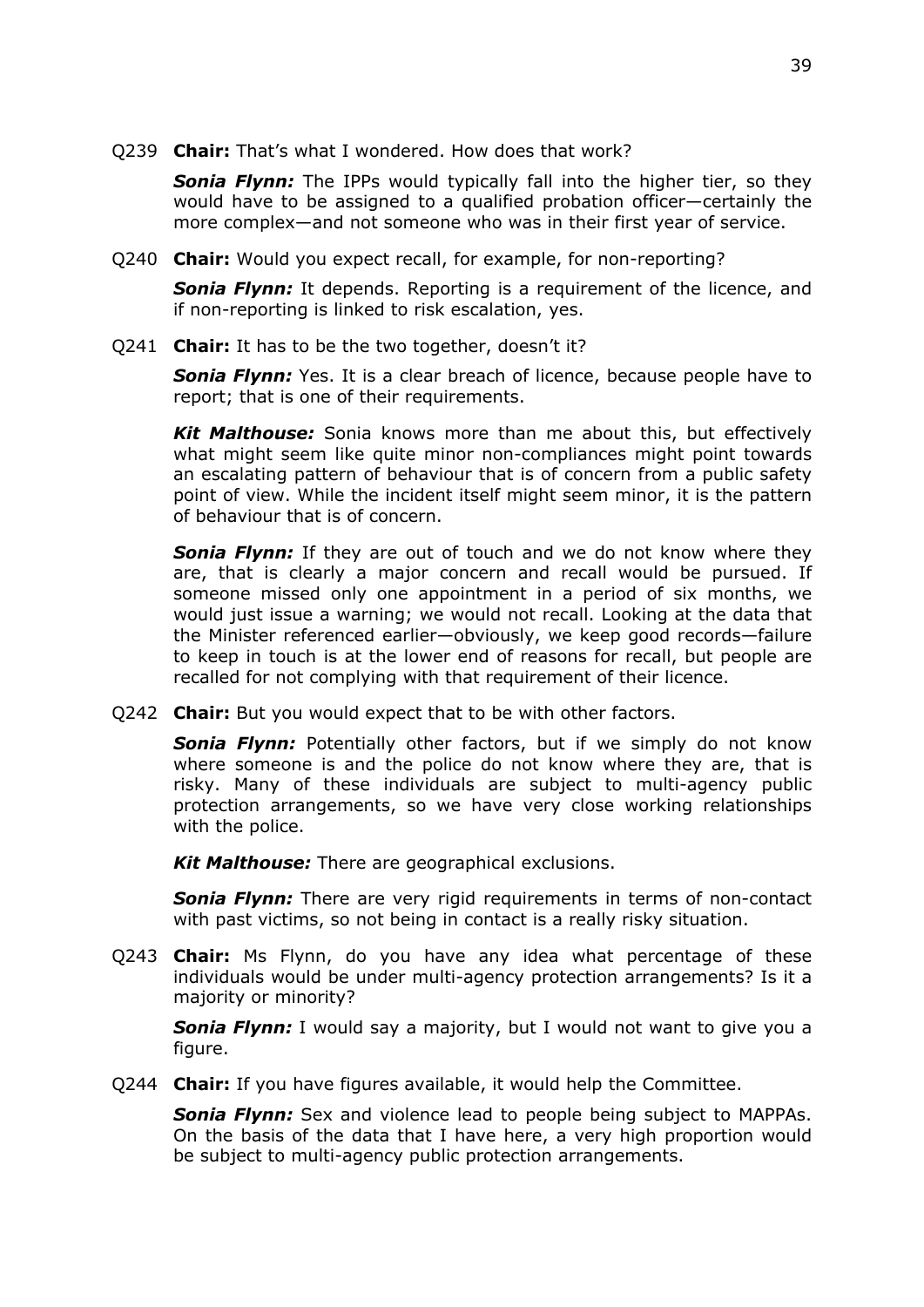Q239 **Chair:** That's what I wondered. How does that work?

***Sonia Flynn:*** The IPPs would typically fall into the higher tier, so they would have to be assigned to a qualified probation officer—certainly the more complex—and not someone who was in their first year of service.

Q240 **Chair:** Would you expect recall, for example, for non-reporting?

***Sonia Flynn:*** It depends. Reporting is a requirement of the licence, and if non-reporting is linked to risk escalation, yes.

Q241 **Chair:** It has to be the two together, doesn't it?

***Sonia Flynn:*** Yes. It is a clear breach of licence, because people have to report; that is one of their requirements.

***Kit Malthouse:*** Sonia knows more than me about this, but effectively what might seem like quite minor non-compliances might point towards an escalating pattern of behaviour that is of concern from a public safety point of view. While the incident itself might seem minor, it is the pattern of behaviour that is of concern.

***Sonia Flynn:*** If they are out of touch and we do not know where they are, that is clearly a major concern and recall would be pursued. If someone missed only one appointment in a period of six months, we would just issue a warning; we would not recall. Looking at the data that the Minister referenced earlier—obviously, we keep good records—failure to keep in touch is at the lower end of reasons for recall, but people are recalled for not complying with that requirement of their licence.

Q242 **Chair:** But you would expect that to be with other factors.

***Sonia Flynn:*** Potentially other factors, but if we simply do not know where someone is and the police do not know where they are, that is risky. Many of these individuals are subject to multi-agency public protection arrangements, so we have very close working relationships with the police.

***Kit Malthouse:*** There are geographical exclusions.

***Sonia Flynn:*** There are very rigid requirements in terms of non-contact with past victims, so not being in contact is a really risky situation.

Q243 **Chair:** Ms Flynn, do you have any idea what percentage of these individuals would be under multi-agency protection arrangements? Is it a majority or minority?

***Sonia Flynn:*** I would say a majority, but I would not want to give you a figure.

Q244 **Chair:** If you have figures available, it would help the Committee.

***Sonia Flynn:*** Sex and violence lead to people being subject to MAPPAs. On the basis of the data that I have here, a very high proportion would be subject to multi-agency public protection arrangements.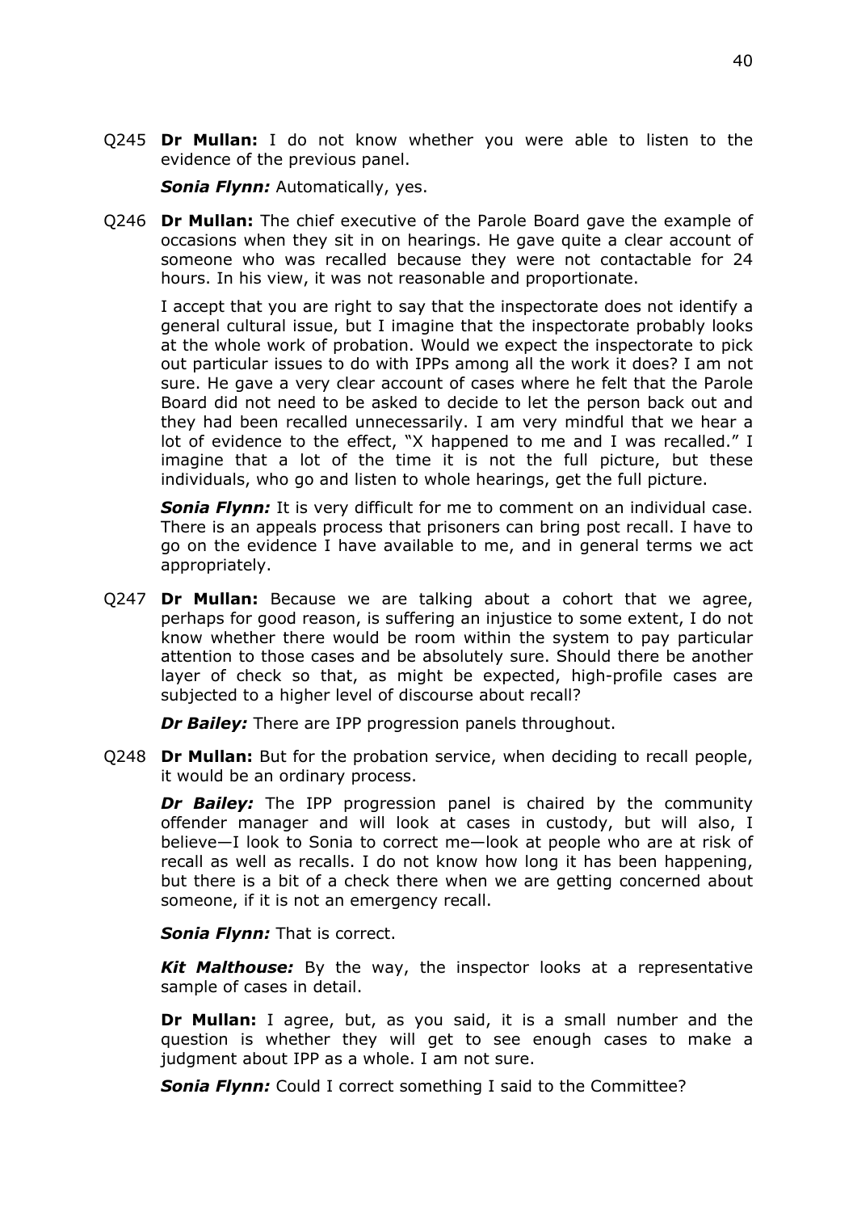Q245 **Dr Mullan:** I do not know whether you were able to listen to the evidence of the previous panel.

***Sonia Flynn:*** Automatically, yes.

Q246 **Dr Mullan:** The chief executive of the Parole Board gave the example of occasions when they sit in on hearings. He gave quite a clear account of someone who was recalled because they were not contactable for 24 hours. In his view, it was not reasonable and proportionate.

I accept that you are right to say that the inspectorate does not identify a general cultural issue, but I imagine that the inspectorate probably looks at the whole work of probation. Would we expect the inspectorate to pick out particular issues to do with IPPs among all the work it does? I am not sure. He gave a very clear account of cases where he felt that the Parole Board did not need to be asked to decide to let the person back out and they had been recalled unnecessarily. I am very mindful that we hear a lot of evidence to the effect, "X happened to me and I was recalled." I imagine that a lot of the time it is not the full picture, but these individuals, who go and listen to whole hearings, get the full picture.

***Sonia Flynn:*** It is very difficult for me to comment on an individual case. There is an appeals process that prisoners can bring post recall. I have to go on the evidence I have available to me, and in general terms we act appropriately.

Q247 **Dr Mullan:** Because we are talking about a cohort that we agree, perhaps for good reason, is suffering an injustice to some extent, I do not know whether there would be room within the system to pay particular attention to those cases and be absolutely sure. Should there be another layer of check so that, as might be expected, high-profile cases are subjected to a higher level of discourse about recall?

***Dr Bailey:*** There are IPP progression panels throughout.

Q248 **Dr Mullan:** But for the probation service, when deciding to recall people, it would be an ordinary process.

***Dr Bailey:*** The IPP progression panel is chaired by the community offender manager and will look at cases in custody, but will also, I believe—I look to Sonia to correct me—look at people who are at risk of recall as well as recalls. I do not know how long it has been happening, but there is a bit of a check there when we are getting concerned about someone, if it is not an emergency recall.

***Sonia Flynn:*** That is correct.

***Kit Malthouse:*** By the way, the inspector looks at a representative sample of cases in detail.

**Dr Mullan:** I agree, but, as you said, it is a small number and the question is whether they will get to see enough cases to make a judgment about IPP as a whole. I am not sure.

***Sonia Flynn:*** Could I correct something I said to the Committee?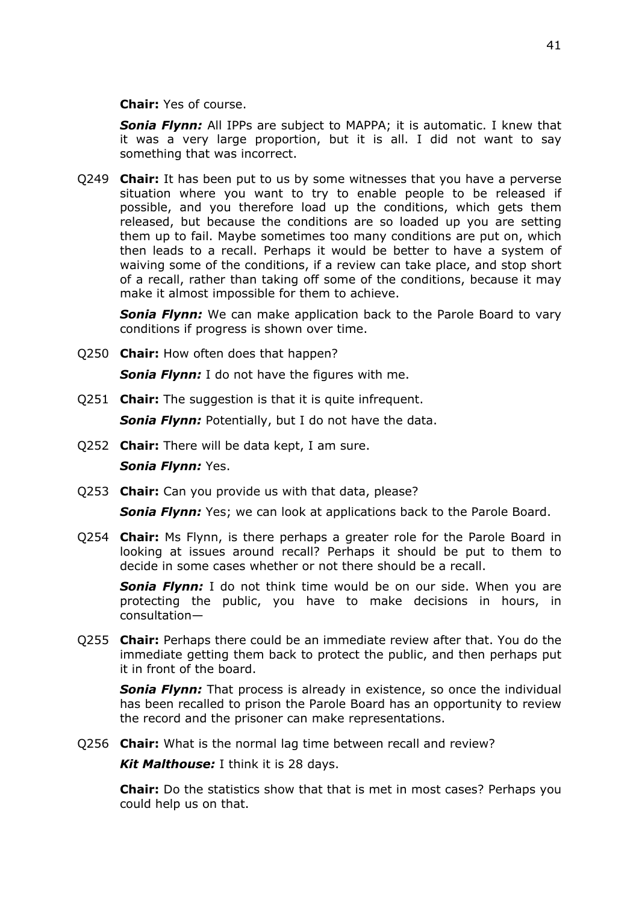**Chair:** Yes of course.

***Sonia Flynn:*** All IPPs are subject to MAPPA; it is automatic. I knew that it was a very large proportion, but it is all. I did not want to say something that was incorrect.

Q249 **Chair:** It has been put to us by some witnesses that you have a perverse situation where you want to try to enable people to be released if possible, and you therefore load up the conditions, which gets them released, but because the conditions are so loaded up you are setting them up to fail. Maybe sometimes too many conditions are put on, which then leads to a recall. Perhaps it would be better to have a system of waiving some of the conditions, if a review can take place, and stop short of a recall, rather than taking off some of the conditions, because it may make it almost impossible for them to achieve.

***Sonia Flynn:*** We can make application back to the Parole Board to vary conditions if progress is shown over time.

Q250 **Chair:** How often does that happen?

***Sonia Flynn:*** I do not have the figures with me.

Q251 **Chair:** The suggestion is that it is quite infrequent.

***Sonia Flynn:*** Potentially, but I do not have the data.

Q252 **Chair:** There will be data kept, I am sure.

***Sonia Flynn:*** Yes.

Q253 **Chair:** Can you provide us with that data, please?

***Sonia Flynn:*** Yes; we can look at applications back to the Parole Board.

Q254 **Chair:** Ms Flynn, is there perhaps a greater role for the Parole Board in looking at issues around recall? Perhaps it should be put to them to decide in some cases whether or not there should be a recall.

***Sonia Flynn:*** I do not think time would be on our side. When you are protecting the public, you have to make decisions in hours, in consultation—

Q255 **Chair:** Perhaps there could be an immediate review after that. You do the immediate getting them back to protect the public, and then perhaps put it in front of the board.

***Sonia Flynn:*** That process is already in existence, so once the individual has been recalled to prison the Parole Board has an opportunity to review the record and the prisoner can make representations.

Q256 **Chair:** What is the normal lag time between recall and review?

***Kit Malthouse:*** I think it is 28 days.

**Chair:** Do the statistics show that that is met in most cases? Perhaps you could help us on that.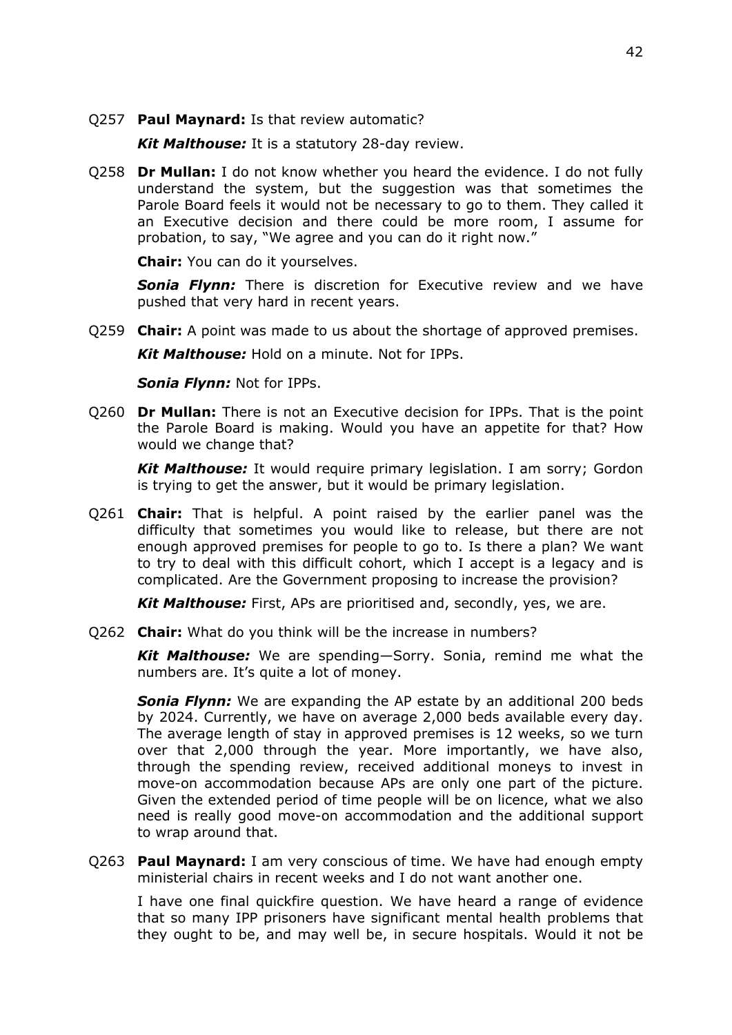Q257 **Paul Maynard:** Is that review automatic?

***Kit Malthouse:*** It is a statutory 28-day review.

Q258 **Dr Mullan:** I do not know whether you heard the evidence. I do not fully understand the system, but the suggestion was that sometimes the Parole Board feels it would not be necessary to go to them. They called it an Executive decision and there could be more room, I assume for probation, to say, "We agree and you can do it right now."

**Chair:** You can do it yourselves.

***Sonia Flynn:*** There is discretion for Executive review and we have pushed that very hard in recent years.

Q259 **Chair:** A point was made to us about the shortage of approved premises.

***Kit Malthouse:*** Hold on a minute. Not for IPPs.

***Sonia Flynn:*** Not for IPPs.

Q260 **Dr Mullan:** There is not an Executive decision for IPPs. That is the point the Parole Board is making. Would you have an appetite for that? How would we change that?

***Kit Malthouse:*** It would require primary legislation. I am sorry; Gordon is trying to get the answer, but it would be primary legislation.

Q261 **Chair:** That is helpful. A point raised by the earlier panel was the difficulty that sometimes you would like to release, but there are not enough approved premises for people to go to. Is there a plan? We want to try to deal with this difficult cohort, which I accept is a legacy and is complicated. Are the Government proposing to increase the provision?

***Kit Malthouse:*** First, APs are prioritised and, secondly, yes, we are.

Q262 **Chair:** What do you think will be the increase in numbers?

***Kit Malthouse:*** We are spending—Sorry. Sonia, remind me what the numbers are. It's quite a lot of money.

***Sonia Flynn:*** We are expanding the AP estate by an additional 200 beds by 2024. Currently, we have on average 2,000 beds available every day. The average length of stay in approved premises is 12 weeks, so we turn over that 2,000 through the year. More importantly, we have also, through the spending review, received additional moneys to invest in move-on accommodation because APs are only one part of the picture. Given the extended period of time people will be on licence, what we also need is really good move-on accommodation and the additional support to wrap around that.

Q263 **Paul Maynard:** I am very conscious of time. We have had enough empty ministerial chairs in recent weeks and I do not want another one.

I have one final quickfire question. We have heard a range of evidence that so many IPP prisoners have significant mental health problems that they ought to be, and may well be, in secure hospitals. Would it not be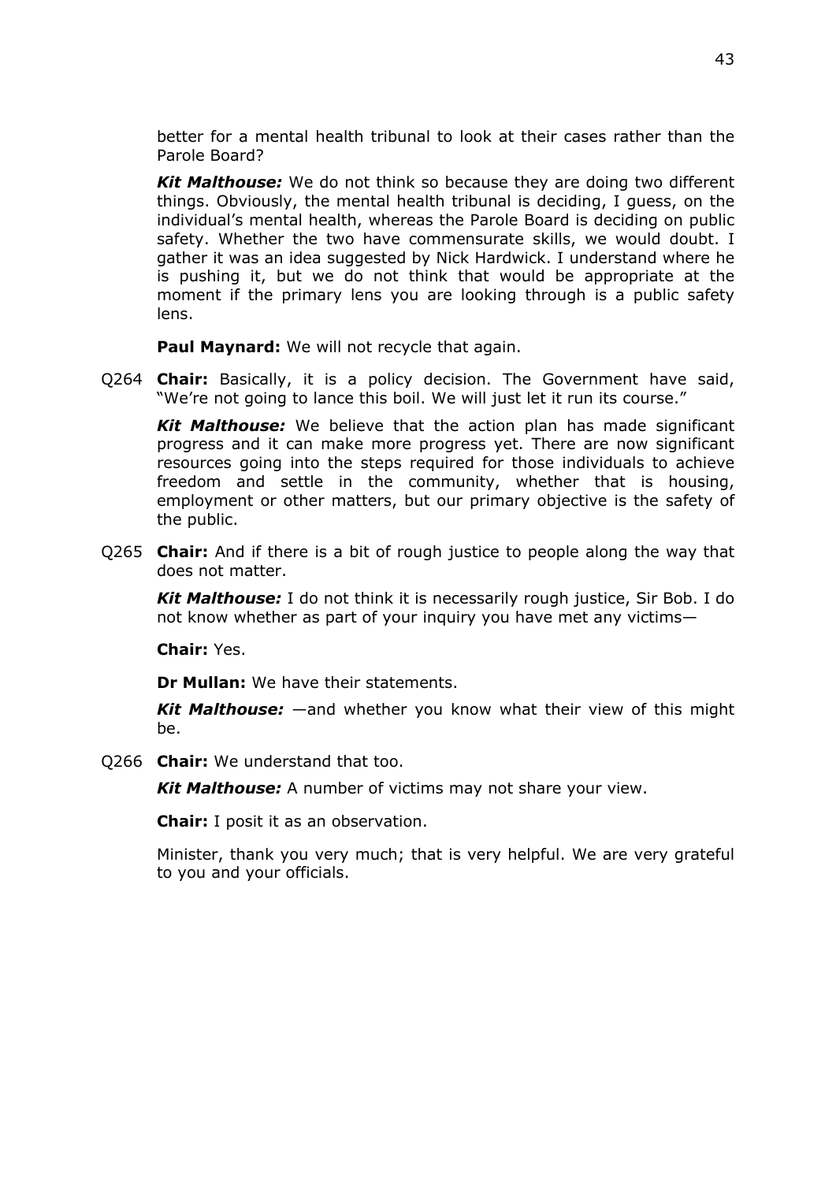better for a mental health tribunal to look at their cases rather than the Parole Board?

***Kit Malthouse:*** We do not think so because they are doing two different things. Obviously, the mental health tribunal is deciding, I guess, on the individual's mental health, whereas the Parole Board is deciding on public safety. Whether the two have commensurate skills, we would doubt. I gather it was an idea suggested by Nick Hardwick. I understand where he is pushing it, but we do not think that would be appropriate at the moment if the primary lens you are looking through is a public safety lens.

**Paul Maynard:** We will not recycle that again.

Q264 **Chair:** Basically, it is a policy decision. The Government have said, "We're not going to lance this boil. We will just let it run its course."

***Kit Malthouse:*** We believe that the action plan has made significant progress and it can make more progress yet. There are now significant resources going into the steps required for those individuals to achieve freedom and settle in the community, whether that is housing, employment or other matters, but our primary objective is the safety of the public.

Q265 **Chair:** And if there is a bit of rough justice to people along the way that does not matter.

***Kit Malthouse:*** I do not think it is necessarily rough justice, Sir Bob. I do not know whether as part of your inquiry you have met any victims—

**Chair:** Yes.

**Dr Mullan:** We have their statements.

***Kit Malthouse:*** —and whether you know what their view of this might be.

Q266 **Chair:** We understand that too.

***Kit Malthouse:*** A number of victims may not share your view.

**Chair:** I posit it as an observation.

Minister, thank you very much; that is very helpful. We are very grateful to you and your officials.